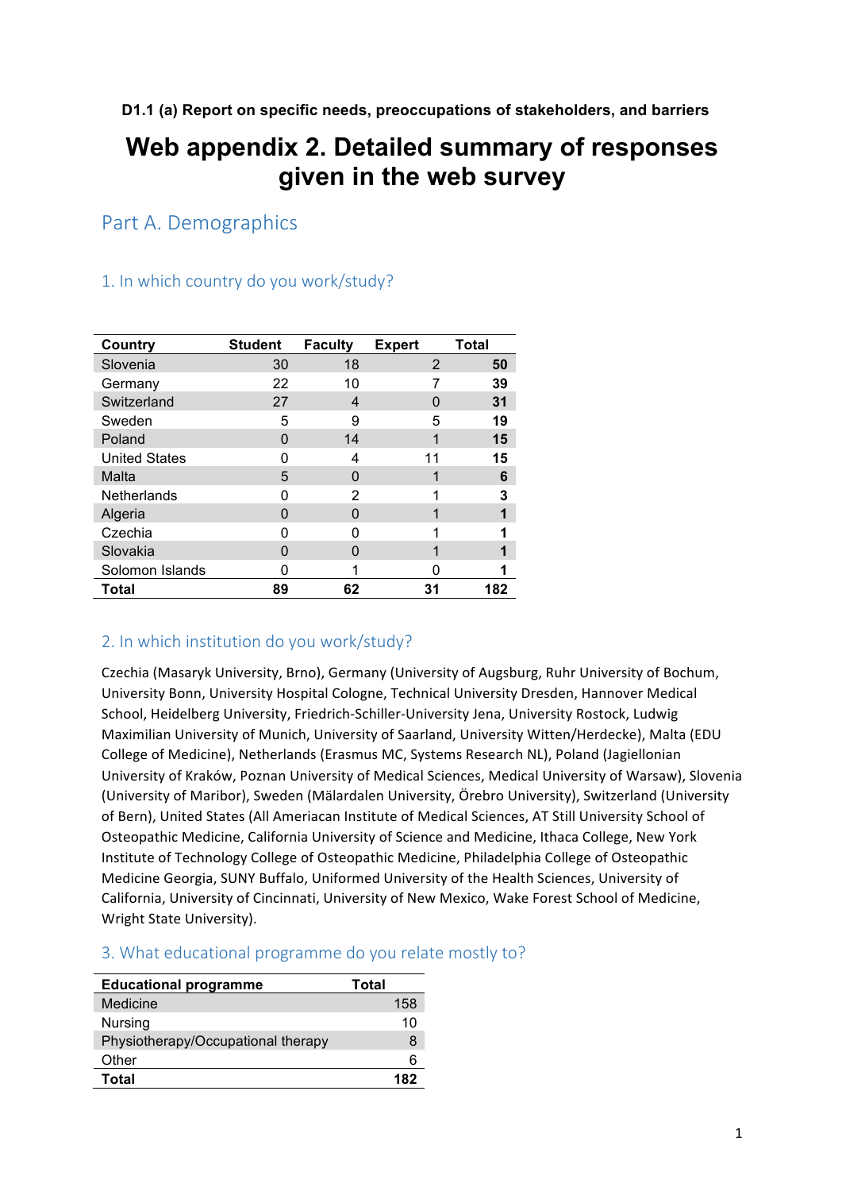**D1.1 (a) Report on specific needs, preoccupations of stakeholders, and barriers**

# Web appendix 2. Detailed summary of responses given in the web survey

## Part A. Demographics

### 1. In which country do you work/study?

| Country | Student | Faculty | Expert | Total |
|---|---|---|---|---|
| Slovenia | 30 | 18 | 2 | **50** |
| Germany | 22 | 10 | 7 | **39** |
| Switzerland | 27 | 4 | 0 | **31** |
| Sweden | 5 | 9 | 5 | **19** |
| Poland | 0 | 14 | 1 | **15** |
| United States | 0 | 4 | 11 | **15** |
| Malta | 5 | 0 | 1 | **6** |
| Netherlands | 0 | 2 | 1 | **3** |
| Algeria | 0 | 0 | 1 | **1** |
| Czechia | 0 | 0 | 1 | **1** |
| Slovakia | 0 | 0 | 1 | **1** |
| Solomon Islands | 0 | 1 | 0 | **1** |
| **Total** | **89** | **62** | **31** | **182** |

### 2. In which institution do you work/study?

Czechia (Masaryk University, Brno), Germany (University of Augsburg, Ruhr University of Bochum, University Bonn, University Hospital Cologne, Technical University Dresden, Hannover Medical School, Heidelberg University, Friedrich-Schiller-University Jena, University Rostock, Ludwig Maximilian University of Munich, University of Saarland, University Witten/Herdecke), Malta (EDU College of Medicine), Netherlands (Erasmus MC, Systems Research NL), Poland (Jagiellonian University of Kraków, Poznan University of Medical Sciences, Medical University of Warsaw), Slovenia (University of Maribor), Sweden (Mälardalen University, Örebro University), Switzerland (University of Bern), United States (All Ameriacan Institute of Medical Sciences, AT Still University School of Osteopathic Medicine, California University of Science and Medicine, Ithaca College, New York Institute of Technology College of Osteopathic Medicine, Philadelphia College of Osteopathic Medicine Georgia, SUNY Buffalo, Uniformed University of the Health Sciences, University of California, University of Cincinnati, University of New Mexico, Wake Forest School of Medicine, Wright State University).

### 3. What educational programme do you relate mostly to?

| Educational programme | Total |
|---|---|
| Medicine | 158 |
| Nursing | 10 |
| Physiotherapy/Occupational therapy | 8 |
| Other | 6 |
| **Total** | **182** |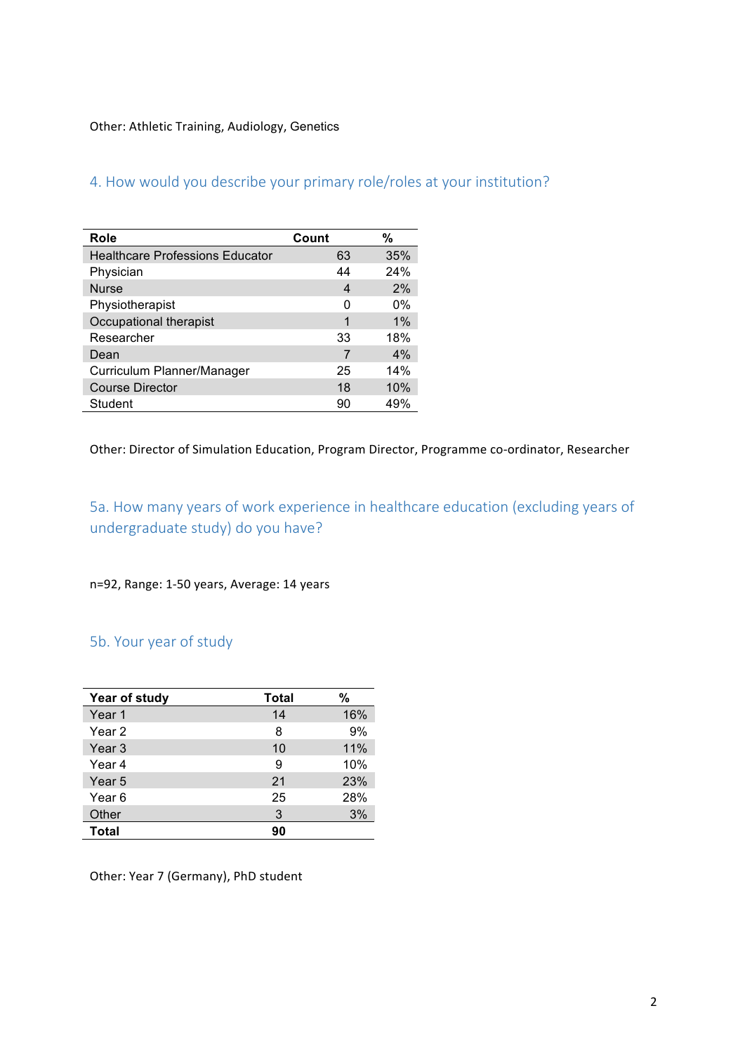Other: Athletic Training, Audiology, Genetics

## 4. How would you describe your primary role/roles at your institution?

| Role | Count | % |
|---|---|---|
| Healthcare Professions Educator | 63 | 35% |
| Physician | 44 | 24% |
| Nurse | 4 | 2% |
| Physiotherapist | 0 | 0% |
| Occupational therapist | 1 | 1% |
| Researcher | 33 | 18% |
| Dean | 7 | 4% |
| Curriculum Planner/Manager | 25 | 14% |
| Course Director | 18 | 10% |
| Student | 90 | 49% |

Other: Director of Simulation Education, Program Director, Programme co-ordinator, Researcher

## 5a. How many years of work experience in healthcare education (excluding years of undergraduate study) do you have?

n=92, Range: 1-50 years, Average: 14 years

## 5b. Your year of study

| Year of study | Total | % |
|---|---|---|
| Year 1 | 14 | 16% |
| Year 2 | 8 | 9% |
| Year 3 | 10 | 11% |
| Year 4 | 9 | 10% |
| Year 5 | 21 | 23% |
| Year 6 | 25 | 28% |
| Other | 3 | 3% |
| **Total** | **90** | |

Other: Year 7 (Germany), PhD student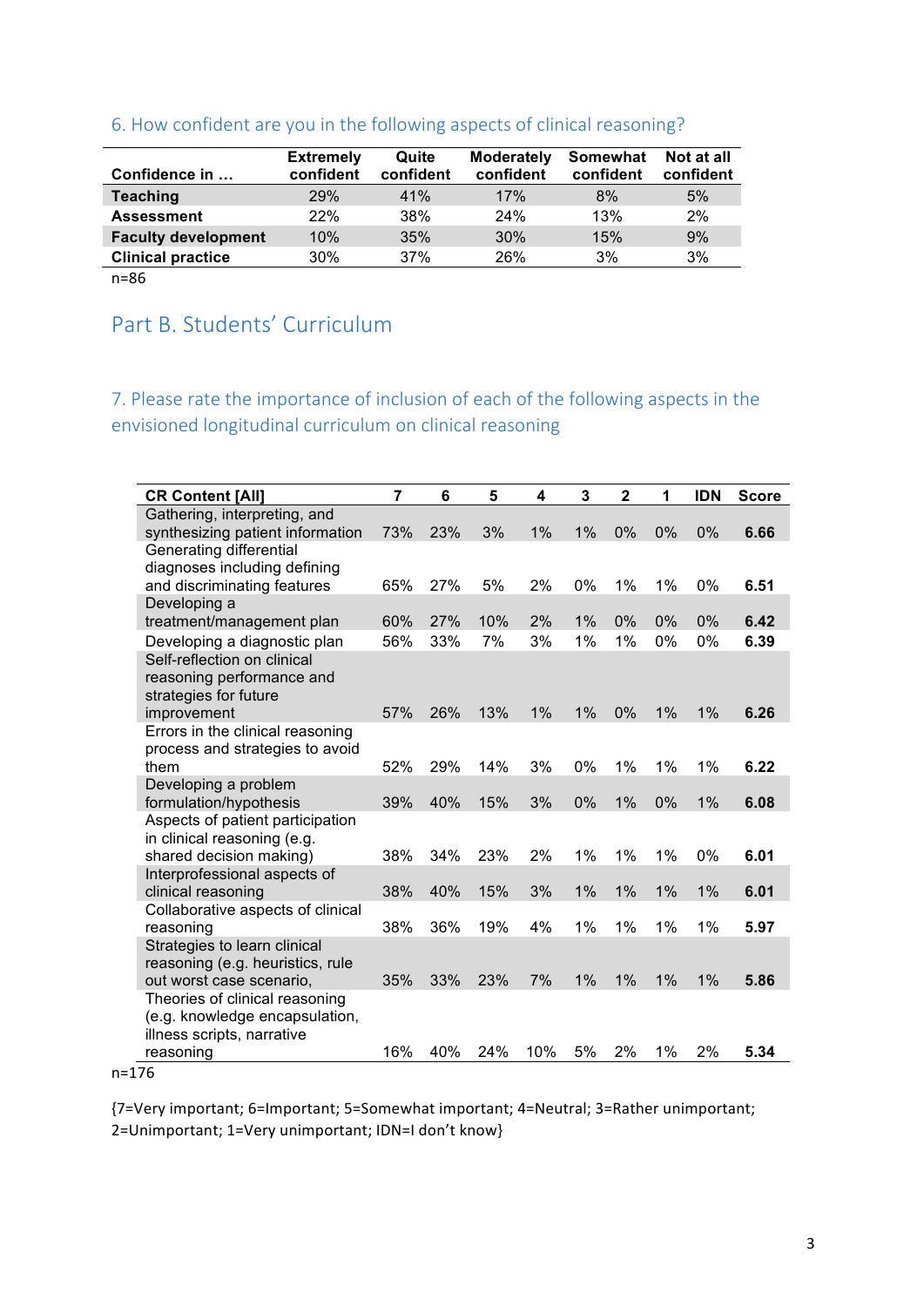### 6. How confident are you in the following aspects of clinical reasoning?

| Confidence in … | Extremely confident | Quite confident | Moderately confident | Somewhat confident | Not at all confident |
|---|---|---|---|---|---|
| **Teaching** | 29% | 41% | 17% | 8% | 5% |
| **Assessment** | 22% | 38% | 24% | 13% | 2% |
| **Faculty development** | 10% | 35% | 30% | 15% | 9% |
| **Clinical practice** | 30% | 37% | 26% | 3% | 3% |

n=86

## Part B. Students' Curriculum

### 7. Please rate the importance of inclusion of each of the following aspects in the envisioned longitudinal curriculum on clinical reasoning

| CR Content [All] | 7 | 6 | 5 | 4 | 3 | 2 | 1 | IDN | Score |
|---|---|---|---|---|---|---|---|---|---|
| Gathering, interpreting, and synthesizing patient information | 73% | 23% | 3% | 1% | 1% | 0% | 0% | 0% | **6.66** |
| Generating differential diagnoses including defining and discriminating features | 65% | 27% | 5% | 2% | 0% | 1% | 1% | 0% | **6.51** |
| Developing a treatment/management plan | 60% | 27% | 10% | 2% | 1% | 0% | 0% | 0% | **6.42** |
| Developing a diagnostic plan | 56% | 33% | 7% | 3% | 1% | 1% | 0% | 0% | **6.39** |
| Self-reflection on clinical reasoning performance and strategies for future improvement | 57% | 26% | 13% | 1% | 1% | 0% | 1% | 1% | **6.26** |
| Errors in the clinical reasoning process and strategies to avoid them | 52% | 29% | 14% | 3% | 0% | 1% | 1% | 1% | **6.22** |
| Developing a problem formulation/hypothesis | 39% | 40% | 15% | 3% | 0% | 1% | 0% | 1% | **6.08** |
| Aspects of patient participation in clinical reasoning (e.g. shared decision making) | 38% | 34% | 23% | 2% | 1% | 1% | 1% | 0% | **6.01** |
| Interprofessional aspects of clinical reasoning | 38% | 40% | 15% | 3% | 1% | 1% | 1% | 1% | **6.01** |
| Collaborative aspects of clinical reasoning | 38% | 36% | 19% | 4% | 1% | 1% | 1% | 1% | **5.97** |
| Strategies to learn clinical reasoning (e.g. heuristics, rule out worst case scenario, | 35% | 33% | 23% | 7% | 1% | 1% | 1% | 1% | **5.86** |
| Theories of clinical reasoning (e.g. knowledge encapsulation, illness scripts, narrative reasoning | 16% | 40% | 24% | 10% | 5% | 2% | 1% | 2% | **5.34** |

n=176

{7=Very important; 6=Important; 5=Somewhat important; 4=Neutral; 3=Rather unimportant; 2=Unimportant; 1=Very unimportant; IDN=I don't know}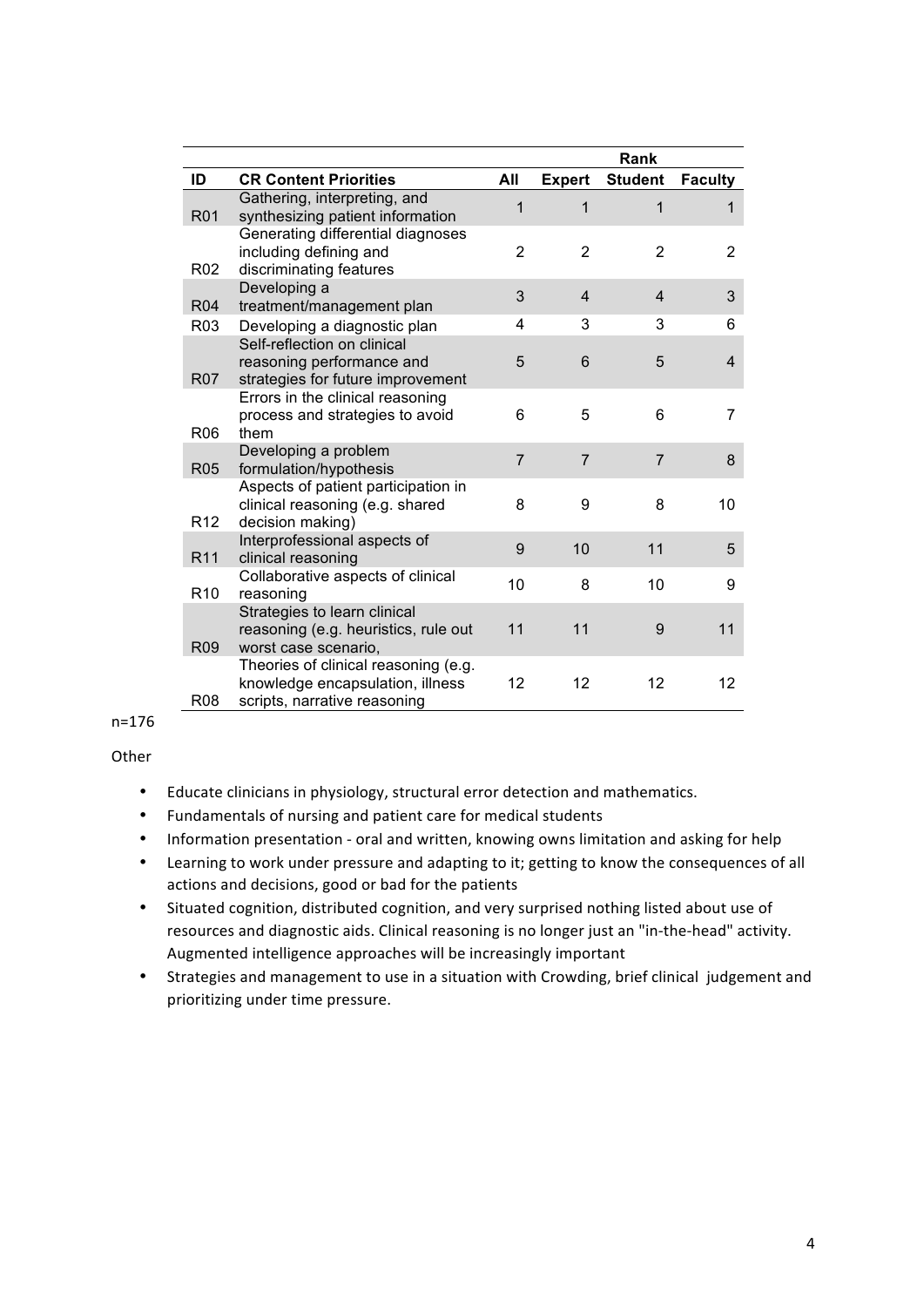| | | Rank | | | |
|---|---|---|---|---|---|
| **ID** | **CR Content Priorities** | **All** | **Expert** | **Student** | **Faculty** |
| R01 | Gathering, interpreting, and synthesizing patient information | 1 | 1 | 1 | 1 |
| R02 | Generating differential diagnoses including defining and discriminating features | 2 | 2 | 2 | 2 |
| R04 | Developing a treatment/management plan | 3 | 4 | 4 | 3 |
| R03 | Developing a diagnostic plan | 4 | 3 | 3 | 6 |
| R07 | Self-reflection on clinical reasoning performance and strategies for future improvement | 5 | 6 | 5 | 4 |
| R06 | Errors in the clinical reasoning process and strategies to avoid them | 6 | 5 | 6 | 7 |
| R05 | Developing a problem formulation/hypothesis | 7 | 7 | 7 | 8 |
| R12 | Aspects of patient participation in clinical reasoning (e.g. shared decision making) | 8 | 9 | 8 | 10 |
| R11 | Interprofessional aspects of clinical reasoning | 9 | 10 | 11 | 5 |
| R10 | Collaborative aspects of clinical reasoning | 10 | 8 | 10 | 9 |
| R09 | Strategies to learn clinical reasoning (e.g. heuristics, rule out worst case scenario, | 11 | 11 | 9 | 11 |
| R08 | Theories of clinical reasoning (e.g. knowledge encapsulation, illness scripts, narrative reasoning | 12 | 12 | 12 | 12 |

n=176

Other

- Educate clinicians in physiology, structural error detection and mathematics.
- Fundamentals of nursing and patient care for medical students
- Information presentation - oral and written, knowing owns limitation and asking for help
- Learning to work under pressure and adapting to it; getting to know the consequences of all actions and decisions, good or bad for the patients
- Situated cognition, distributed cognition, and very surprised nothing listed about use of resources and diagnostic aids. Clinical reasoning is no longer just an "in-the-head" activity. Augmented intelligence approaches will be increasingly important
- Strategies and management to use in a situation with Crowding, brief clinical judgement and prioritizing under time pressure.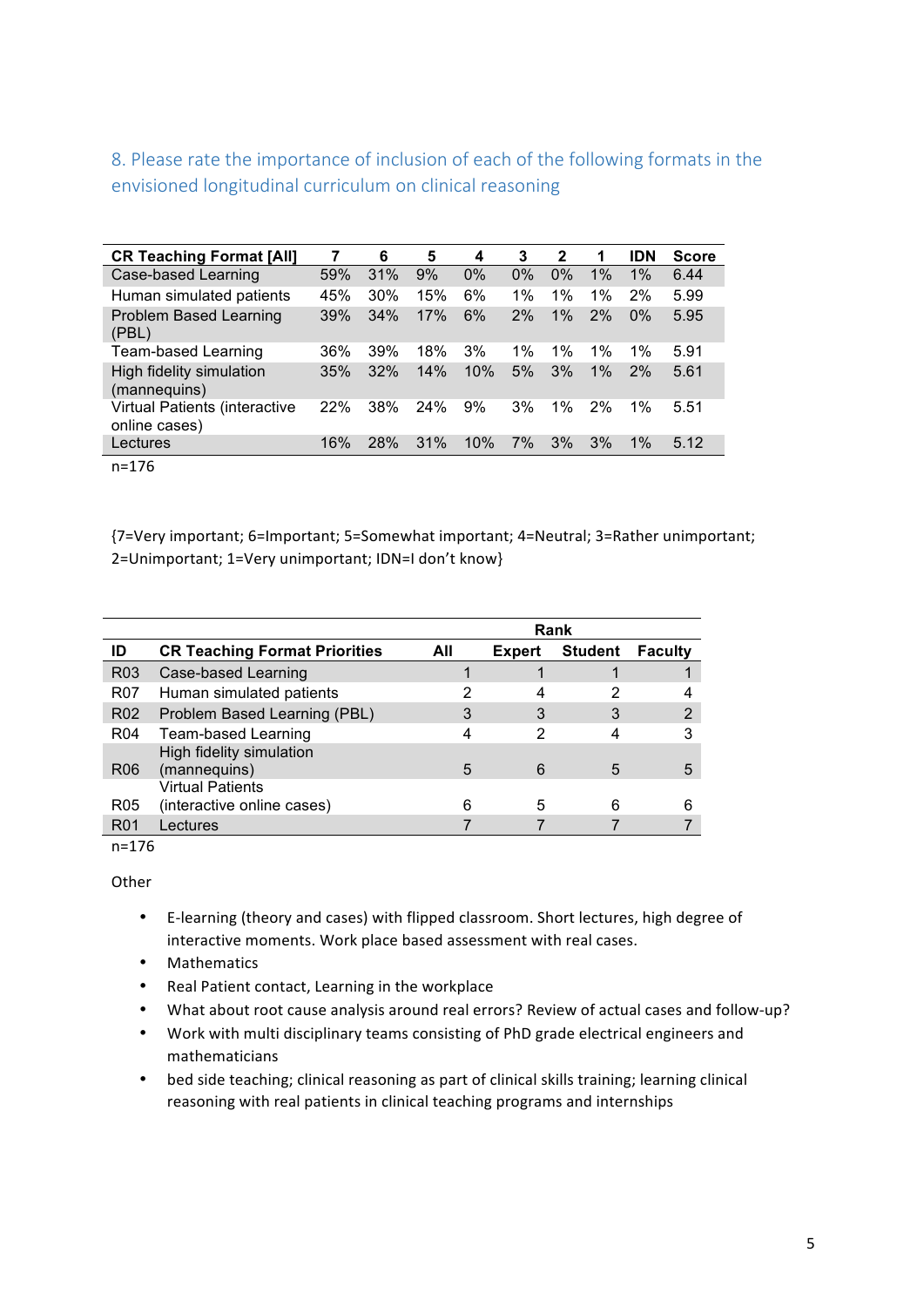## 8. Please rate the importance of inclusion of each of the following formats in the envisioned longitudinal curriculum on clinical reasoning

| CR Teaching Format [All] | 7 | 6 | 5 | 4 | 3 | 2 | 1 | IDN | Score |
|---|---|---|---|---|---|---|---|---|---|
| Case-based Learning | 59% | 31% | 9% | 0% | 0% | 0% | 1% | 1% | 6.44 |
| Human simulated patients | 45% | 30% | 15% | 6% | 1% | 1% | 1% | 2% | 5.99 |
| Problem Based Learning (PBL) | 39% | 34% | 17% | 6% | 2% | 1% | 2% | 0% | 5.95 |
| Team-based Learning | 36% | 39% | 18% | 3% | 1% | 1% | 1% | 1% | 5.91 |
| High fidelity simulation (mannequins) | 35% | 32% | 14% | 10% | 5% | 3% | 1% | 2% | 5.61 |
| Virtual Patients (interactive online cases) | 22% | 38% | 24% | 9% | 3% | 1% | 2% | 1% | 5.51 |
| Lectures | 16% | 28% | 31% | 10% | 7% | 3% | 3% | 1% | 5.12 |

n=176

{7=Very important; 6=Important; 5=Somewhat important; 4=Neutral; 3=Rather unimportant; 2=Unimportant; 1=Very unimportant; IDN=I don't know}

| | | Rank | | | |
|---|---|---|---|---|---|
| ID | CR Teaching Format Priorities | All | Expert | Student | Faculty |
| R03 | Case-based Learning | 1 | 1 | 1 | 1 |
| R07 | Human simulated patients | 2 | 4 | 2 | 4 |
| R02 | Problem Based Learning (PBL) | 3 | 3 | 3 | 2 |
| R04 | Team-based Learning | 4 | 2 | 4 | 3 |
| R06 | High fidelity simulation (mannequins) | 5 | 6 | 5 | 5 |
| R05 | Virtual Patients (interactive online cases) | 6 | 5 | 6 | 6 |
| R01 | Lectures | 7 | 7 | 7 | 7 |

n=176

Other

- E-learning (theory and cases) with flipped classroom. Short lectures, high degree of interactive moments. Work place based assessment with real cases.
- Mathematics
- Real Patient contact, Learning in the workplace
- What about root cause analysis around real errors? Review of actual cases and follow-up?
- Work with multi disciplinary teams consisting of PhD grade electrical engineers and mathematicians
- bed side teaching; clinical reasoning as part of clinical skills training; learning clinical reasoning with real patients in clinical teaching programs and internships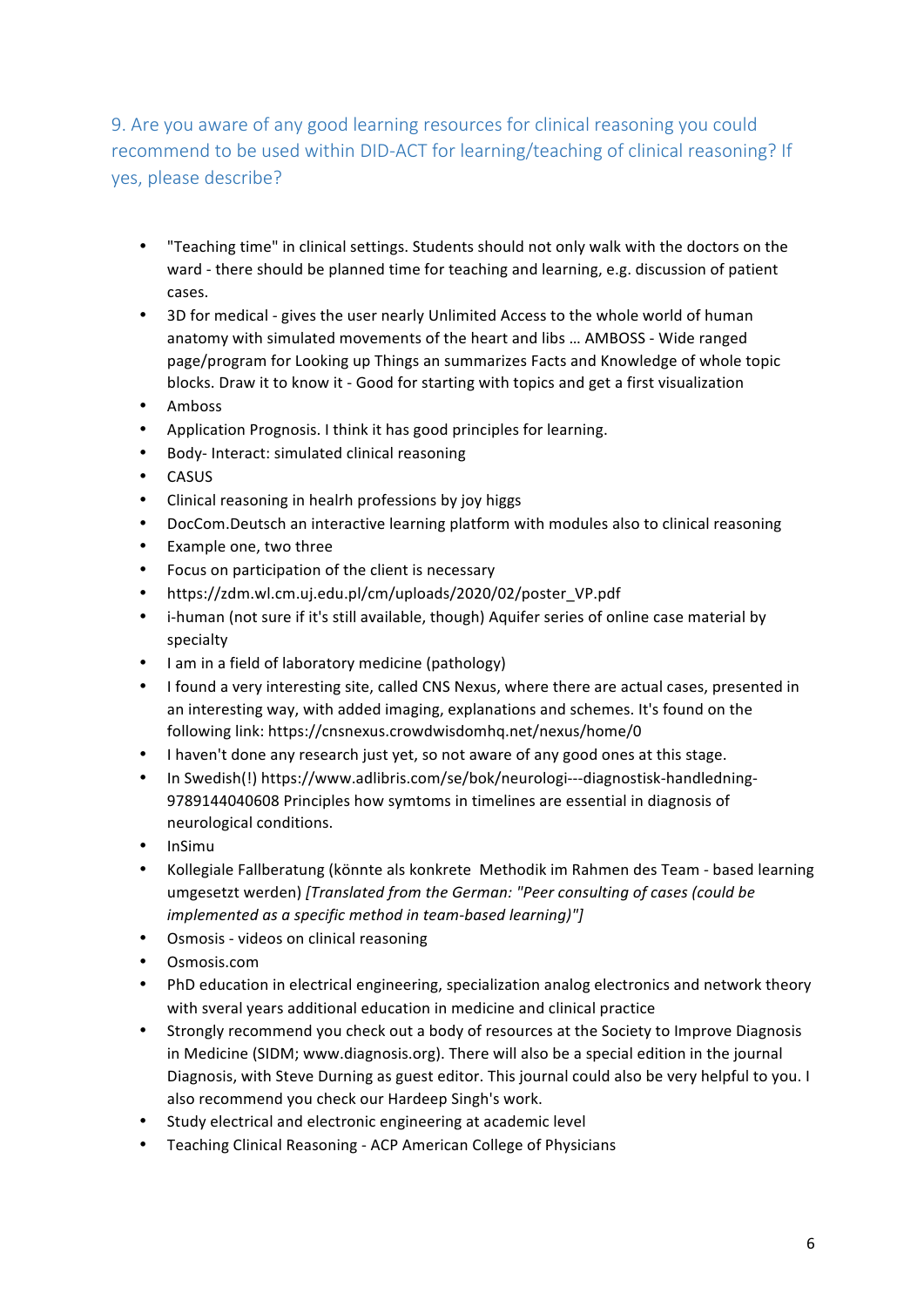### 9. Are you aware of any good learning resources for clinical reasoning you could recommend to be used within DID-ACT for learning/teaching of clinical reasoning? If yes, please describe?

- "Teaching time" in clinical settings. Students should not only walk with the doctors on the ward - there should be planned time for teaching and learning, e.g. discussion of patient cases.
- 3D for medical - gives the user nearly Unlimited Access to the whole world of human anatomy with simulated movements of the heart and libs … AMBOSS - Wide ranged page/program for Looking up Things an summarizes Facts and Knowledge of whole topic blocks. Draw it to know it - Good for starting with topics and get a first visualization
- Amboss
- Application Prognosis. I think it has good principles for learning.
- Body- Interact: simulated clinical reasoning
- CASUS
- Clinical reasoning in healrh professions by joy higgs
- DocCom.Deutsch an interactive learning platform with modules also to clinical reasoning
- Example one, two three
- Focus on participation of the client is necessary
- https://zdm.wl.cm.uj.edu.pl/cm/uploads/2020/02/poster_VP.pdf
- i-human (not sure if it's still available, though) Aquifer series of online case material by specialty
- I am in a field of laboratory medicine (pathology)
- I found a very interesting site, called CNS Nexus, where there are actual cases, presented in an interesting way, with added imaging, explanations and schemes. It's found on the following link: https://cnsnexus.crowdwisdomhq.net/nexus/home/0
- I haven't done any research just yet, so not aware of any good ones at this stage.
- In Swedish(!) https://www.adlibris.com/se/bok/neurologi---diagnostisk-handledning-9789144040608 Principles how symtoms in timelines are essential in diagnosis of neurological conditions.
- InSimu
- Kollegiale Fallberatung (könnte als konkrete Methodik im Rahmen des Team - based learning umgesetzt werden) *[Translated from the German: "Peer consulting of cases (could be implemented as a specific method in team-based learning)"]*
- Osmosis - videos on clinical reasoning
- Osmosis.com
- PhD education in electrical engineering, specialization analog electronics and network theory with sveral years additional education in medicine and clinical practice
- Strongly recommend you check out a body of resources at the Society to Improve Diagnosis in Medicine (SIDM; www.diagnosis.org). There will also be a special edition in the journal Diagnosis, with Steve Durning as guest editor. This journal could also be very helpful to you. I also recommend you check our Hardeep Singh's work.
- Study electrical and electronic engineering at academic level
- Teaching Clinical Reasoning - ACP American College of Physicians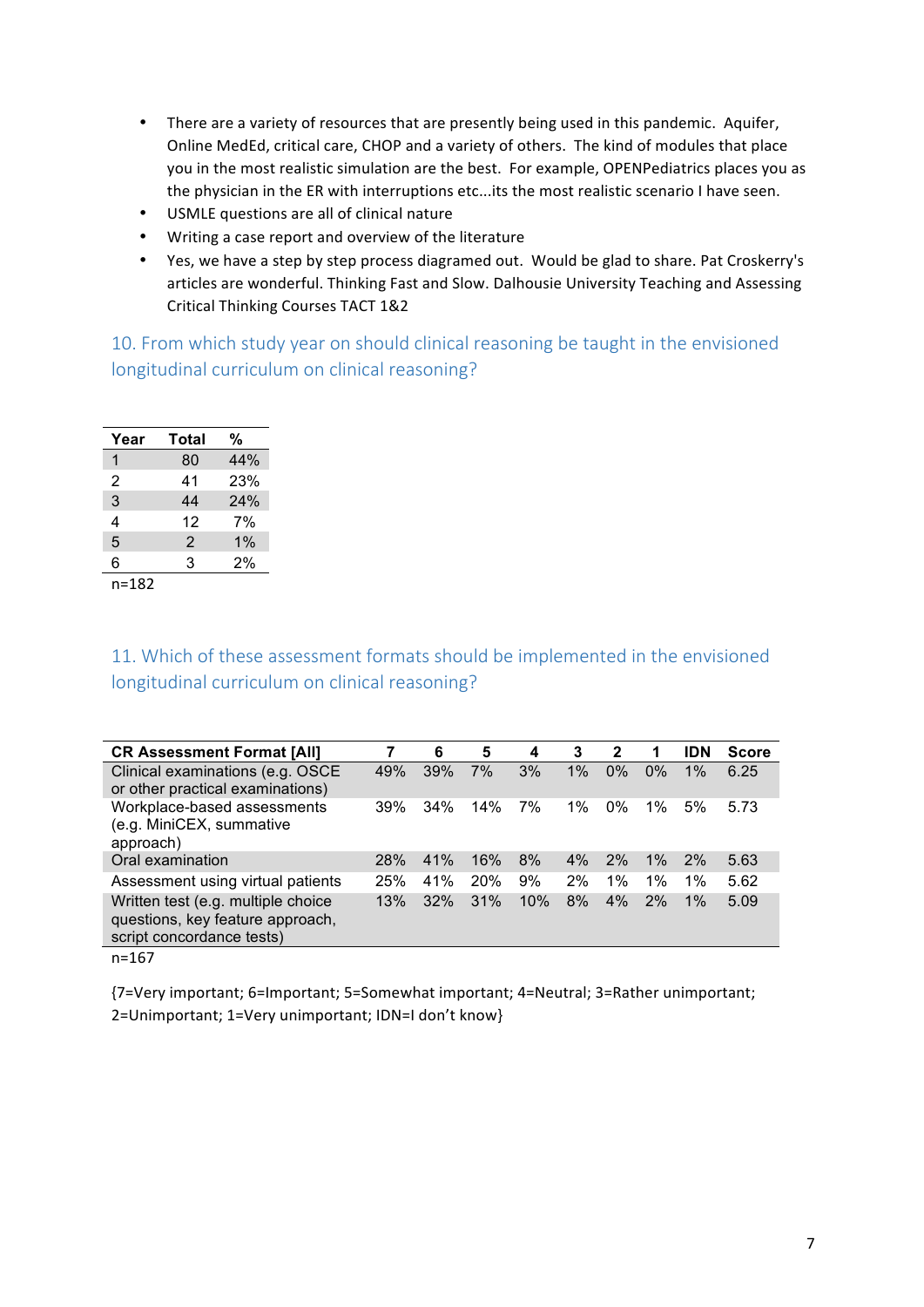- There are a variety of resources that are presently being used in this pandemic. Aquifer, Online MedEd, critical care, CHOP and a variety of others. The kind of modules that place you in the most realistic simulation are the best. For example, OPENPediatrics places you as the physician in the ER with interruptions etc...its the most realistic scenario I have seen.
- USMLE questions are all of clinical nature
- Writing a case report and overview of the literature
- Yes, we have a step by step process diagramed out. Would be glad to share. Pat Croskerry's articles are wonderful. Thinking Fast and Slow. Dalhousie University Teaching and Assessing Critical Thinking Courses TACT 1&2

## 10. From which study year on should clinical reasoning be taught in the envisioned longitudinal curriculum on clinical reasoning?

| Year | Total | % |
|---|---|---|
| 1 | 80 | 44% |
| 2 | 41 | 23% |
| 3 | 44 | 24% |
| 4 | 12 | 7% |
| 5 | 2 | 1% |
| 6 | 3 | 2% |

n=182

## 11. Which of these assessment formats should be implemented in the envisioned longitudinal curriculum on clinical reasoning?

| CR Assessment Format [All] | 7 | 6 | 5 | 4 | 3 | 2 | 1 | IDN | Score |
|---|---|---|---|---|---|---|---|---|---|
| Clinical examinations (e.g. OSCE or other practical examinations) | 49% | 39% | 7% | 3% | 1% | 0% | 0% | 1% | 6.25 |
| Workplace-based assessments (e.g. MiniCEX, summative approach) | 39% | 34% | 14% | 7% | 1% | 0% | 1% | 5% | 5.73 |
| Oral examination | 28% | 41% | 16% | 8% | 4% | 2% | 1% | 2% | 5.63 |
| Assessment using virtual patients | 25% | 41% | 20% | 9% | 2% | 1% | 1% | 1% | 5.62 |
| Written test (e.g. multiple choice questions, key feature approach, script concordance tests) | 13% | 32% | 31% | 10% | 8% | 4% | 2% | 1% | 5.09 |

n=167

{7=Very important; 6=Important; 5=Somewhat important; 4=Neutral; 3=Rather unimportant; 2=Unimportant; 1=Very unimportant; IDN=I don't know}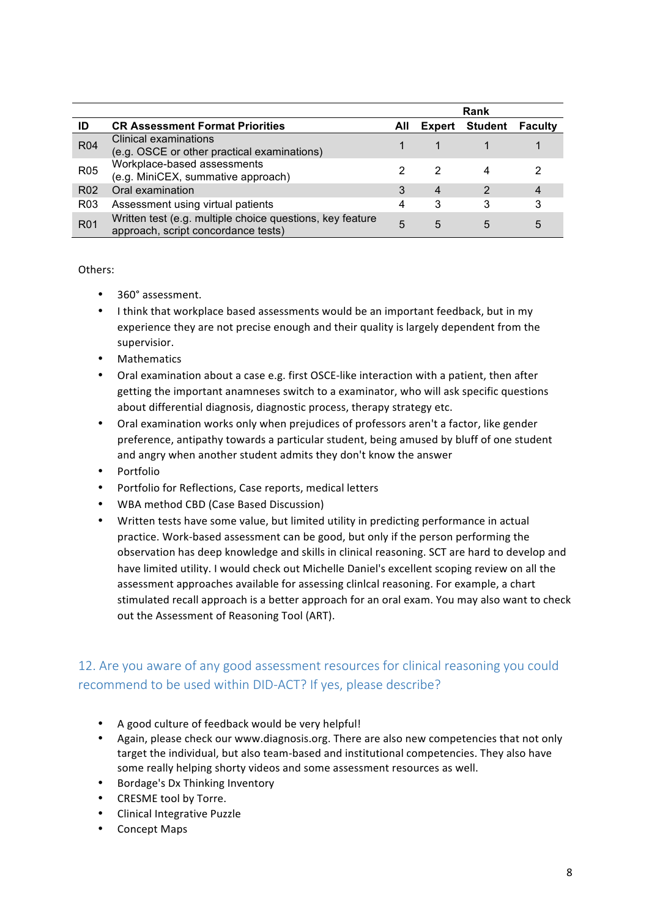| | | Rank | | | |
|---|---|---|---|---|---|
| **ID** | **CR Assessment Format Priorities** | **All** | **Expert** | **Student** | **Faculty** |
| R04 | Clinical examinations (e.g. OSCE or other practical examinations) | 1 | 1 | 1 | 1 |
| R05 | Workplace-based assessments (e.g. MiniCEX, summative approach) | 2 | 2 | 4 | 2 |
| R02 | Oral examination | 3 | 4 | 2 | 4 |
| R03 | Assessment using virtual patients | 4 | 3 | 3 | 3 |
| R01 | Written test (e.g. multiple choice questions, key feature approach, script concordance tests) | 5 | 5 | 5 | 5 |

Others:

- 360° assessment.
- I think that workplace based assessments would be an important feedback, but in my experience they are not precise enough and their quality is largely dependent from the supervision.
- Mathematics
- Oral examination about a case e.g. first OSCE-like interaction with a patient, then after getting the important anamneses switch to a examinator, who will ask specific questions about differential diagnosis, diagnostic process, therapy strategy etc.
- Oral examination works only when prejudices of professors aren't a factor, like gender preference, antipathy towards a particular student, being amused by bluff of one student and angry when another student admits they don't know the answer
- Portfolio
- Portfolio for Reflections, Case reports, medical letters
- WBA method CBD (Case Based Discussion)
- Written tests have some value, but limited utility in predicting performance in actual practice. Work-based assessment can be good, but only if the person performing the observation has deep knowledge and skills in clinical reasoning. SCT are hard to develop and have limited utility. I would check out Michelle Daniel's excellent scoping review on all the assessment approaches available for assessing clinlcal reasoning. For example, a chart stimulated recall approach is a better approach for an oral exam. You may also want to check out the Assessment of Reasoning Tool (ART).

## 12. Are you aware of any good assessment resources for clinical reasoning you could recommend to be used within DID-ACT? If yes, please describe?

- A good culture of feedback would be very helpful!
- Again, please check our www.diagnosis.org. There are also new competencies that not only target the individual, but also team-based and institutional competencies. They also have some really helping shorty videos and some assessment resources as well.
- Bordage's Dx Thinking Inventory
- CRESME tool by Torre.
- Clinical Integrative Puzzle
- Concept Maps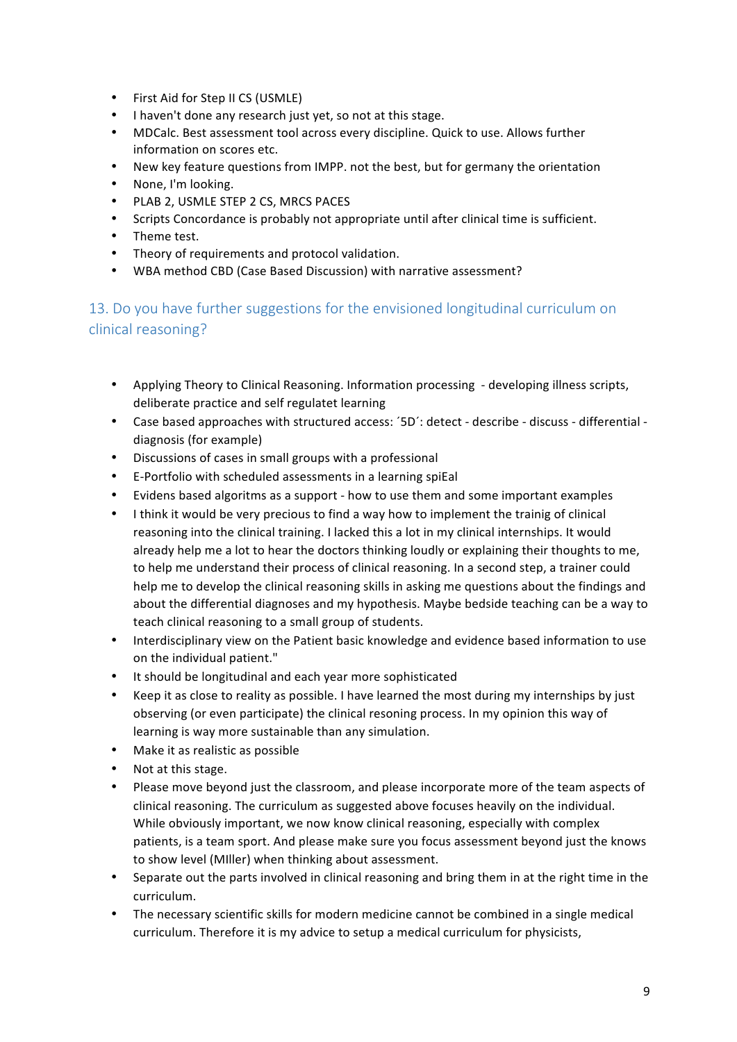- First Aid for Step II CS (USMLE)
- I haven't done any research just yet, so not at this stage.
- MDCalc. Best assessment tool across every discipline. Quick to use. Allows further information on scores etc.
- New key feature questions from IMPP. not the best, but for germany the orientation
- None, I'm looking.
- PLAB 2, USMLE STEP 2 CS, MRCS PACES
- Scripts Concordance is probably not appropriate until after clinical time is sufficient.
- Theme test.
- Theory of requirements and protocol validation.
- WBA method CBD (Case Based Discussion) with narrative assessment?

## 13. Do you have further suggestions for the envisioned longitudinal curriculum on clinical reasoning?

- Applying Theory to Clinical Reasoning. Information processing - developing illness scripts, deliberate practice and self regulatet learning
- Case based approaches with structured access: ´5D´: detect - describe - discuss - differential - diagnosis (for example)
- Discussions of cases in small groups with a professional
- E-Portfolio with scheduled assessments in a learning spiEal
- Evidens based algoritms as a support - how to use them and some important examples
- I think it would be very precious to find a way how to implement the trainig of clinical reasoning into the clinical training. I lacked this a lot in my clinical internships. It would already help me a lot to hear the doctors thinking loudly or explaining their thoughts to me, to help me understand their process of clinical reasoning. In a second step, a trainer could help me to develop the clinical reasoning skills in asking me questions about the findings and about the differential diagnoses and my hypothesis. Maybe bedside teaching can be a way to teach clinical reasoning to a small group of students.
- Interdisciplinary view on the Patient basic knowledge and evidence based information to use on the individual patient."
- It should be longitudinal and each year more sophisticated
- Keep it as close to reality as possible. I have learned the most during my internships by just observing (or even participate) the clinical resoning process. In my opinion this way of learning is way more sustainable than any simulation.
- Make it as realistic as possible
- Not at this stage.
- Please move beyond just the classroom, and please incorporate more of the team aspects of clinical reasoning. The curriculum as suggested above focuses heavily on the individual. While obviously important, we now know clinical reasoning, especially with complex patients, is a team sport. And please make sure you focus assessment beyond just the knows to show level (MIller) when thinking about assessment.
- Separate out the parts involved in clinical reasoning and bring them in at the right time in the curriculum.
- The necessary scientific skills for modern medicine cannot be combined in a single medical curriculum. Therefore it is my advice to setup a medical curriculum for physicists,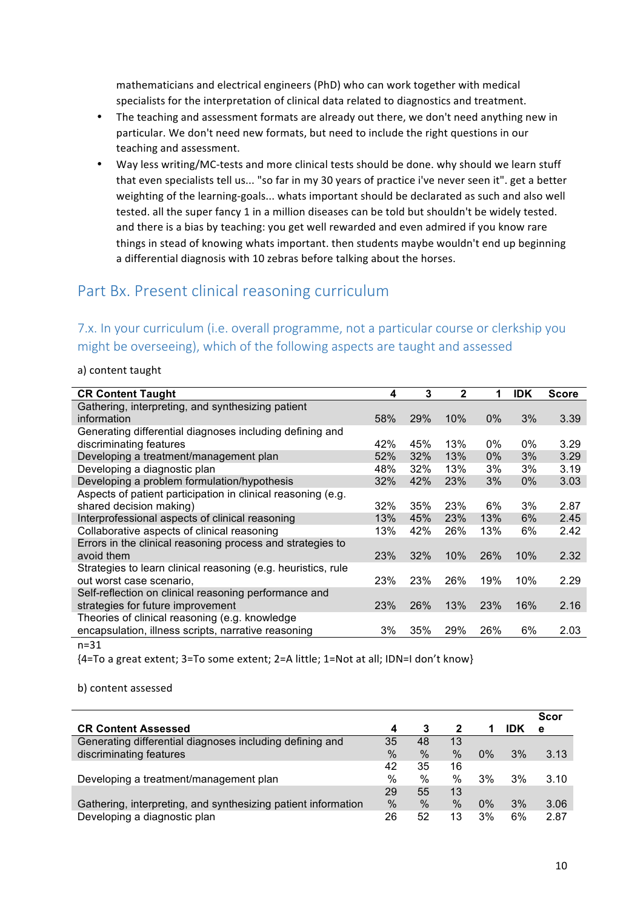mathematicians and electrical engineers (PhD) who can work together with medical specialists for the interpretation of clinical data related to diagnostics and treatment.

- The teaching and assessment formats are already out there, we don't need anything new in particular. We don't need new formats, but need to include the right questions in our teaching and assessment.
- Way less writing/MC-tests and more clinical tests should be done. why should we learn stuff that even specialists tell us... "so far in my 30 years of practice i've never seen it". get a better weighting of the learning-goals... whats important should be declared as such and also well tested. all the super fancy 1 in a million diseases can be told but shouldn't be widely tested. and there is a bias by teaching: you get well rewarded and even admired if you know rare things in stead of knowing whats important. then students maybe wouldn't end up beginning a differential diagnosis with 10 zebras before talking about the horses.

## Part Bx. Present clinical reasoning curriculum

### 7.x. In your curriculum (i.e. overall programme, not a particular course or clerkship you might be overseeing), which of the following aspects are taught and assessed

a) content taught

| CR Content Taught | 4 | 3 | 2 | 1 | IDK | Score |
|---|---|---|---|---|---|---|
| Gathering, interpreting, and synthesizing patient information | 58% | 29% | 10% | 0% | 3% | 3.39 |
| Generating differential diagnoses including defining and discriminating features | 42% | 45% | 13% | 0% | 0% | 3.29 |
| Developing a treatment/management plan | 52% | 32% | 13% | 0% | 3% | 3.29 |
| Developing a diagnostic plan | 48% | 32% | 13% | 3% | 3% | 3.19 |
| Developing a problem formulation/hypothesis | 32% | 42% | 23% | 3% | 0% | 3.03 |
| Aspects of patient participation in clinical reasoning (e.g. shared decision making) | 32% | 35% | 23% | 6% | 3% | 2.87 |
| Interprofessional aspects of clinical reasoning | 13% | 45% | 23% | 13% | 6% | 2.45 |
| Collaborative aspects of clinical reasoning | 13% | 42% | 26% | 13% | 6% | 2.42 |
| Errors in the clinical reasoning process and strategies to avoid them | 23% | 32% | 10% | 26% | 10% | 2.32 |
| Strategies to learn clinical reasoning (e.g. heuristics, rule out worst case scenario, | 23% | 23% | 26% | 19% | 10% | 2.29 |
| Self-reflection on clinical reasoning performance and strategies for future improvement | 23% | 26% | 13% | 23% | 16% | 2.16 |
| Theories of clinical reasoning (e.g. knowledge encapsulation, illness scripts, narrative reasoning | 3% | 35% | 29% | 26% | 6% | 2.03 |

n=31

{4=To a great extent; 3=To some extent; 2=A little; 1=Not at all; IDN=I don't know}

b) content assessed

| CR Content Assessed | 4 | 3 | 2 | 1 | IDK | Score |
|---|---|---|---|---|---|---|
| Generating differential diagnoses including defining and discriminating features | 35 % | 48 % | 13 % | 0% | 3% | 3.13 |
| Developing a treatment/management plan | 42 % | 35 % | 16 % | 3% | 3% | 3.10 |
| Gathering, interpreting, and synthesizing patient information | 29 % | 55 % | 13 % | 0% | 3% | 3.06 |
| Developing a diagnostic plan | 26 | 52 | 13 | 3% | 6% | 2.87 |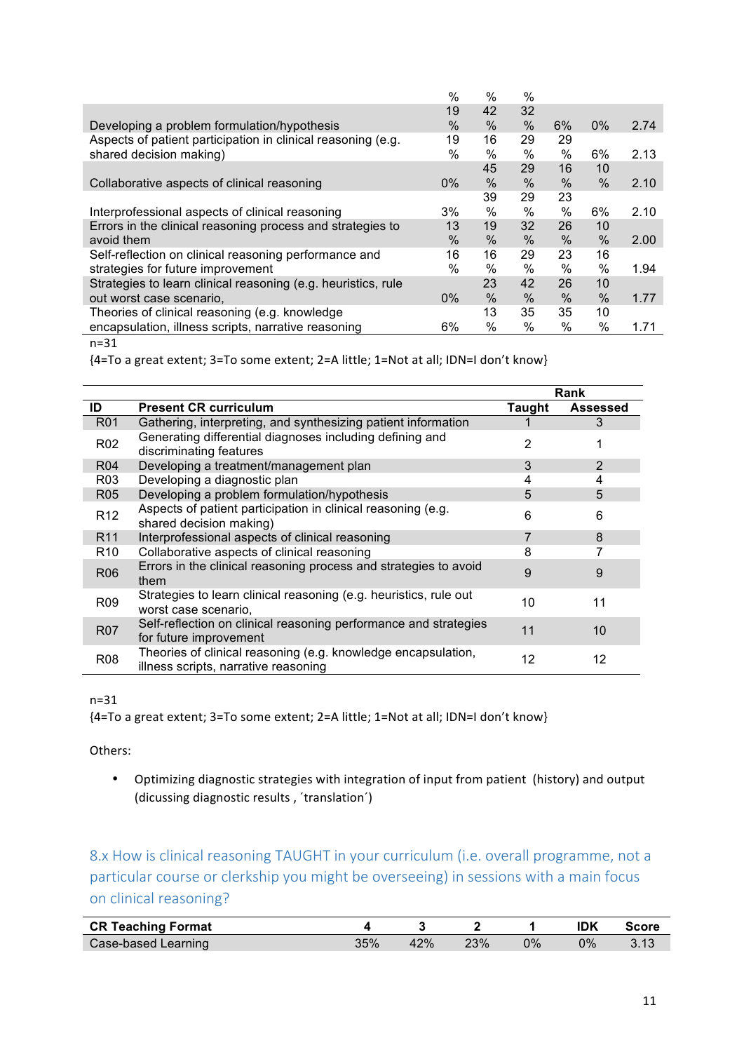| | | | | | | |
|---|---|---|---|---|---|---|
| | % | % | % | | | |
| Developing a problem formulation/hypothesis | 19% | 42% | 32% | 6% | 0% | 2.74 |
| Aspects of patient participation in clinical reasoning (e.g. shared decision making) | 19% | 16% | 29% | 29% | 6% | 2.13 |
| Collaborative aspects of clinical reasoning | 0% | 45% | 29% | 16% | 10% | 2.10 |
| Interprofessional aspects of clinical reasoning | 3% | 39% | 29% | 23% | 6% | 2.10 |
| Errors in the clinical reasoning process and strategies to avoid them | 13% | 19% | 32% | 26% | 10% | 2.00 |
| Self-reflection on clinical reasoning performance and strategies for future improvement | 16% | 16% | 29% | 23% | 16% | 1.94 |
| Strategies to learn clinical reasoning (e.g. heuristics, rule out worst case scenario, | 0% | 23% | 42% | 26% | 10% | 1.77 |
| Theories of clinical reasoning (e.g. knowledge encapsulation, illness scripts, narrative reasoning | 6% | 13% | 35% | 35% | 10% | 1.71 |

n=31

{4=To a great extent; 3=To some extent; 2=A little; 1=Not at all; IDN=I don't know}

| | | Rank | |
|---|---|---|---|
| **ID** | **Present CR curriculum** | **Taught** | **Assessed** |
| R01 | Gathering, interpreting, and synthesizing patient information | 1 | 3 |
| R02 | Generating differential diagnoses including defining and discriminating features | 2 | 1 |
| R04 | Developing a treatment/management plan | 3 | 2 |
| R03 | Developing a diagnostic plan | 4 | 4 |
| R05 | Developing a problem formulation/hypothesis | 5 | 5 |
| R12 | Aspects of patient participation in clinical reasoning (e.g. shared decision making) | 6 | 6 |
| R11 | Interprofessional aspects of clinical reasoning | 7 | 8 |
| R10 | Collaborative aspects of clinical reasoning | 8 | 7 |
| R06 | Errors in the clinical reasoning process and strategies to avoid them | 9 | 9 |
| R09 | Strategies to learn clinical reasoning (e.g. heuristics, rule out worst case scenario, | 10 | 11 |
| R07 | Self-reflection on clinical reasoning performance and strategies for future improvement | 11 | 10 |
| R08 | Theories of clinical reasoning (e.g. knowledge encapsulation, illness scripts, narrative reasoning | 12 | 12 |

n=31

{4=To a great extent; 3=To some extent; 2=A little; 1=Not at all; IDN=I don't know}

Others:

- Optimizing diagnostic strategies with integration of input from patient (history) and output (dicussing diagnostic results , ´translation´)

## 8.x How is clinical reasoning TAUGHT in your curriculum (i.e. overall programme, not a particular course or clerkship you might be overseeing) in sessions with a main focus on clinical reasoning?

| CR Teaching Format | 4 | 3 | 2 | 1 | IDK | Score |
|---|---|---|---|---|---|---|
| Case-based Learning | 35% | 42% | 23% | 0% | 0% | 3.13 |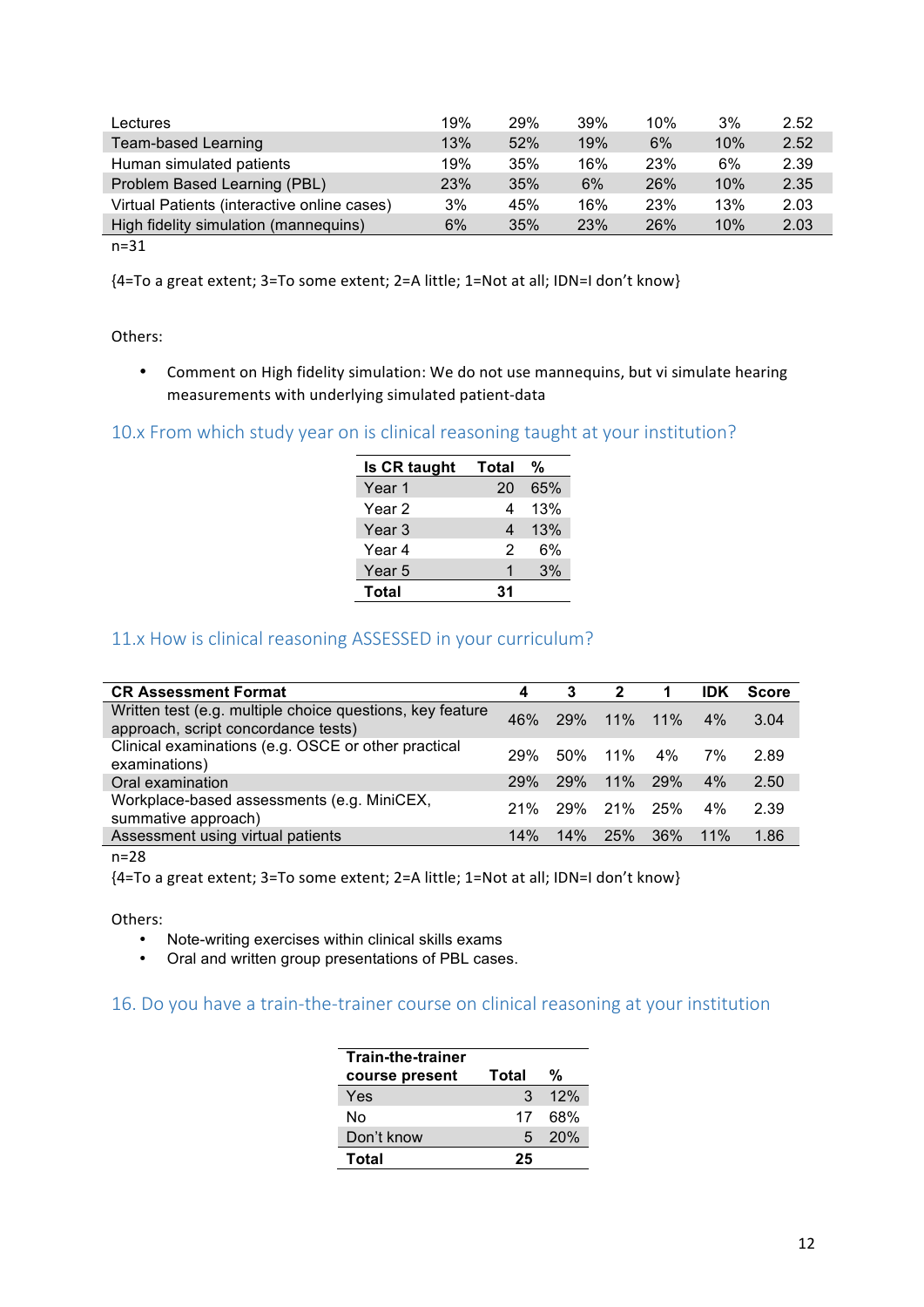| | | | | | | |
|---|---|---|---|---|---|---|
| Lectures | 19% | 29% | 39% | 10% | 3% | 2.52 |
| Team-based Learning | 13% | 52% | 19% | 6% | 10% | 2.52 |
| Human simulated patients | 19% | 35% | 16% | 23% | 6% | 2.39 |
| Problem Based Learning (PBL) | 23% | 35% | 6% | 26% | 10% | 2.35 |
| Virtual Patients (interactive online cases) | 3% | 45% | 16% | 23% | 13% | 2.03 |
| High fidelity simulation (mannequins) | 6% | 35% | 23% | 26% | 10% | 2.03 |

n=31

{4=To a great extent; 3=To some extent; 2=A little; 1=Not at all; IDN=I don't know}

Others:

- Comment on High fidelity simulation: We do not use mannequins, but vi simulate hearing measurements with underlying simulated patient-data

## 10.x From which study year on is clinical reasoning taught at your institution?

| Is CR taught | Total | % |
|---|---|---|
| Year 1 | 20 | 65% |
| Year 2 | 4 | 13% |
| Year 3 | 4 | 13% |
| Year 4 | 2 | 6% |
| Year 5 | 1 | 3% |
| **Total** | **31** | |

## 11.x How is clinical reasoning ASSESSED in your curriculum?

| CR Assessment Format | 4 | 3 | 2 | 1 | IDK | Score |
|---|---|---|---|---|---|---|
| Written test (e.g. multiple choice questions, key feature approach, script concordance tests) | 46% | 29% | 11% | 11% | 4% | 3.04 |
| Clinical examinations (e.g. OSCE or other practical examinations) | 29% | 50% | 11% | 4% | 7% | 2.89 |
| Oral examination | 29% | 29% | 11% | 29% | 4% | 2.50 |
| Workplace-based assessments (e.g. MiniCEX, summative approach) | 21% | 29% | 21% | 25% | 4% | 2.39 |
| Assessment using virtual patients | 14% | 14% | 25% | 36% | 11% | 1.86 |

n=28

{4=To a great extent; 3=To some extent; 2=A little; 1=Not at all; IDN=I don't know}

Others:

- Note-writing exercises within clinical skills exams
- Oral and written group presentations of PBL cases.

## 16. Do you have a train-the-trainer course on clinical reasoning at your institution

| Train-the-trainer course present | Total | % |
|---|---|---|
| Yes | 3 | 12% |
| No | 17 | 68% |
| Don't know | 5 | 20% |
| **Total** | **25** | |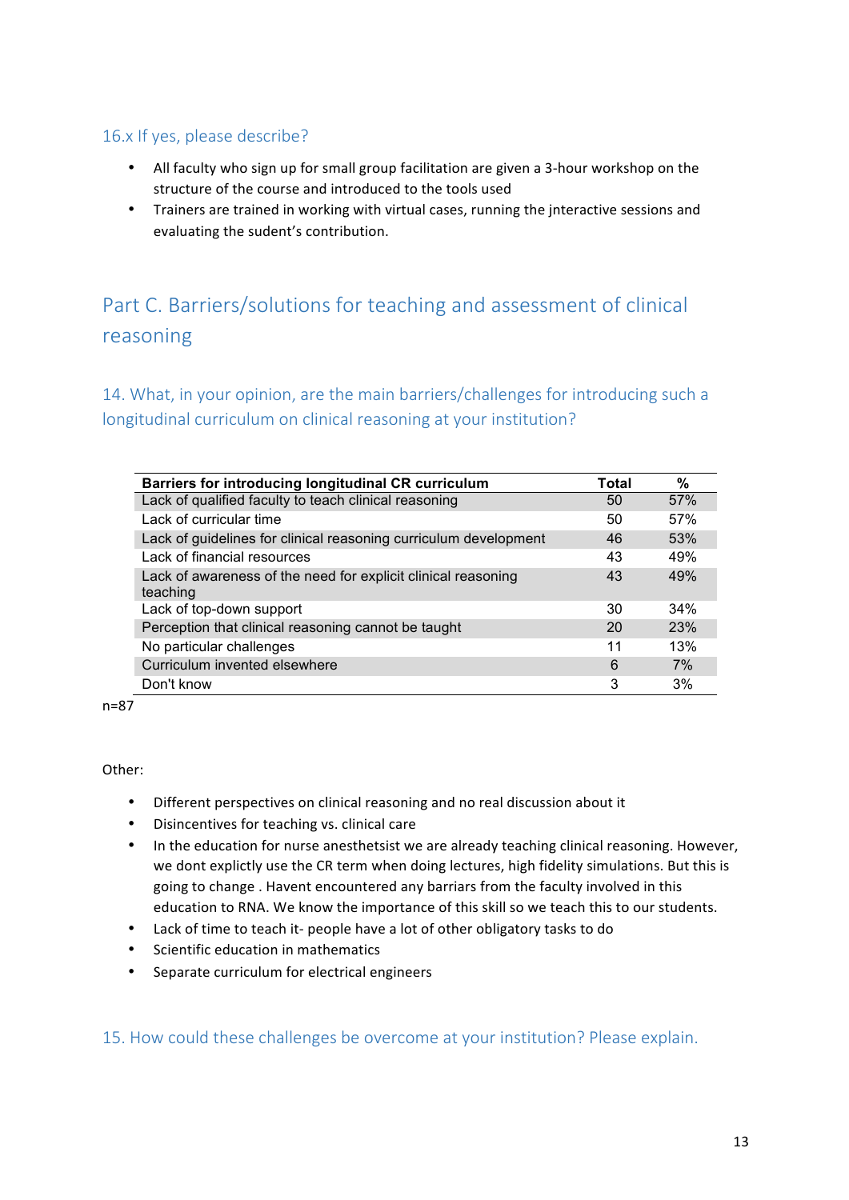### 16.x If yes, please describe?

- All faculty who sign up for small group facilitation are given a 3-hour workshop on the structure of the course and introduced to the tools used
- Trainers are trained in working with virtual cases, running the jnteractive sessions and evaluating the sudent's contribution.

## Part C. Barriers/solutions for teaching and assessment of clinical reasoning

### 14. What, in your opinion, are the main barriers/challenges for introducing such a longitudinal curriculum on clinical reasoning at your institution?

| Barriers for introducing longitudinal CR curriculum | Total | % |
|---|---|---|
| Lack of qualified faculty to teach clinical reasoning | 50 | 57% |
| Lack of curricular time | 50 | 57% |
| Lack of guidelines for clinical reasoning curriculum development | 46 | 53% |
| Lack of financial resources | 43 | 49% |
| Lack of awareness of the need for explicit clinical reasoning teaching | 43 | 49% |
| Lack of top-down support | 30 | 34% |
| Perception that clinical reasoning cannot be taught | 20 | 23% |
| No particular challenges | 11 | 13% |
| Curriculum invented elsewhere | 6 | 7% |
| Don't know | 3 | 3% |

n=87

Other:

- Different perspectives on clinical reasoning and no real discussion about it
- Disincentives for teaching vs. clinical care
- In the education for nurse anesthetsist we are already teaching clinical reasoning. However, we dont explictly use the CR term when doing lectures, high fidelity simulations. But this is going to change . Havent encountered any barriars from the faculty involved in this education to RNA. We know the importance of this skill so we teach this to our students.
- Lack of time to teach it- people have a lot of other obligatory tasks to do
- Scientific education in mathematics
- Separate curriculum for electrical engineers

### 15. How could these challenges be overcome at your institution? Please explain.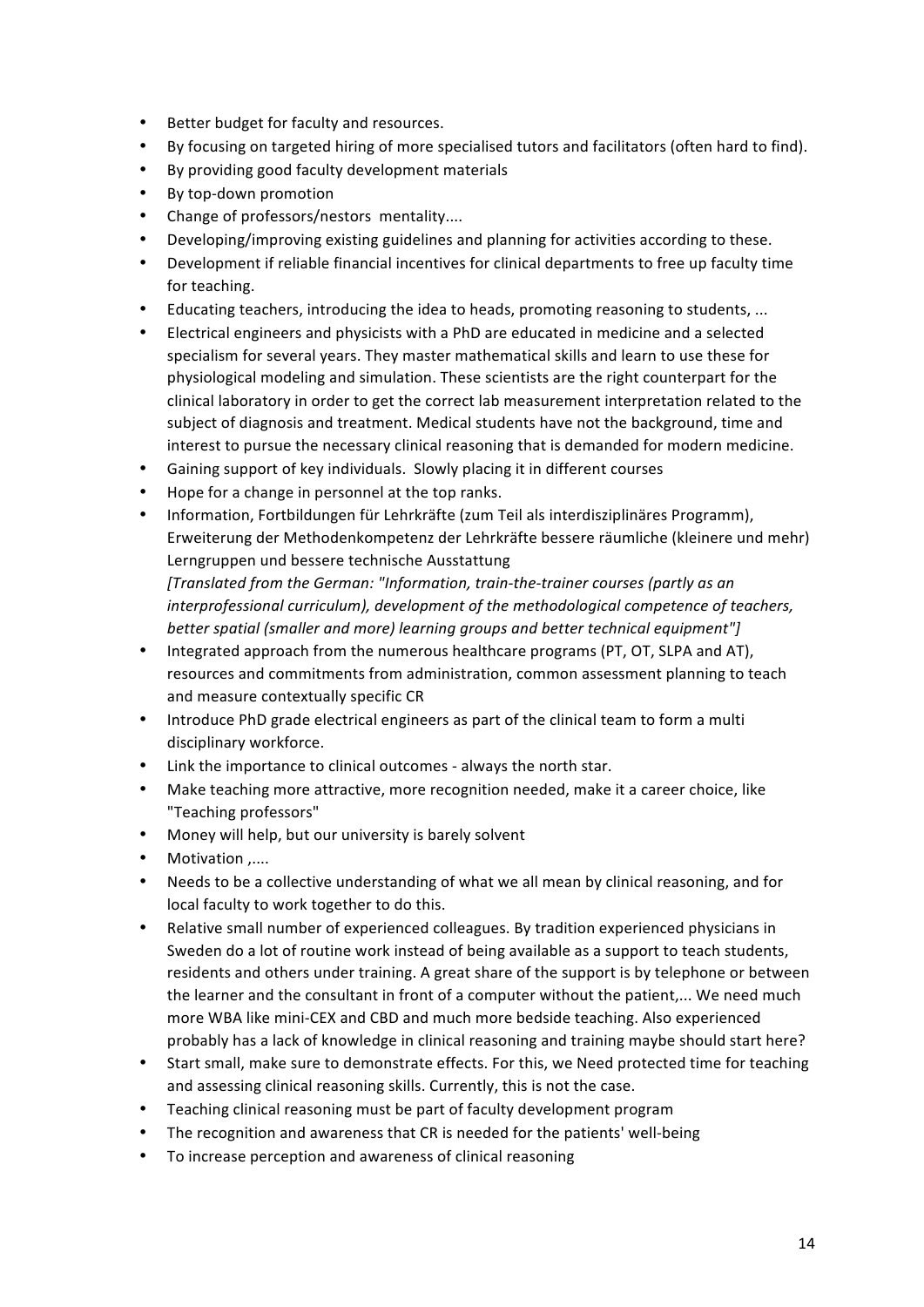- Better budget for faculty and resources.
- By focusing on targeted hiring of more specialised tutors and facilitators (often hard to find).
- By providing good faculty development materials
- By top-down promotion
- Change of professors/nestors mentality....
- Developing/improving existing guidelines and planning for activities according to these.
- Development if reliable financial incentives for clinical departments to free up faculty time for teaching.
- Educating teachers, introducing the idea to heads, promoting reasoning to students, ...
- Electrical engineers and physicists with a PhD are educated in medicine and a selected specialism for several years. They master mathematical skills and learn to use these for physiological modeling and simulation. These scientists are the right counterpart for the clinical laboratory in order to get the correct lab measurement interpretation related to the subject of diagnosis and treatment. Medical students have not the background, time and interest to pursue the necessary clinical reasoning that is demanded for modern medicine.
- Gaining support of key individuals. Slowly placing it in different courses
- Hope for a change in personnel at the top ranks.
- Information, Fortbildungen für Lehrkräfte (zum Teil als interdisziplinäres Programm), Erweiterung der Methodenkompetenz der Lehrkräfte bessere räumliche (kleinere und mehr) Lerngruppen und bessere technische Ausstattung
  *[Translated from the German: "Information, train-the-trainer courses (partly as an interprofessional curriculum), development of the methodological competence of teachers, better spatial (smaller and more) learning groups and better technical equipment"]*
- Integrated approach from the numerous healthcare programs (PT, OT, SLPA and AT), resources and commitments from administration, common assessment planning to teach and measure contextually specific CR
- Introduce PhD grade electrical engineers as part of the clinical team to form a multi disciplinary workforce.
- Link the importance to clinical outcomes - always the north star.
- Make teaching more attractive, more recognition needed, make it a career choice, like "Teaching professors"
- Money will help, but our university is barely solvent
- Motivation ,....
- Needs to be a collective understanding of what we all mean by clinical reasoning, and for local faculty to work together to do this.
- Relative small number of experienced colleagues. By tradition experienced physicians in Sweden do a lot of routine work instead of being available as a support to teach students, residents and others under training. A great share of the support is by telephone or between the learner and the consultant in front of a computer without the patient,... We need much more WBA like mini-CEX and CBD and much more bedside teaching. Also experienced probably has a lack of knowledge in clinical reasoning and training maybe should start here?
- Start small, make sure to demonstrate effects. For this, we Need protected time for teaching and assessing clinical reasoning skills. Currently, this is not the case.
- Teaching clinical reasoning must be part of faculty development program
- The recognition and awareness that CR is needed for the patients' well-being
- To increase perception and awareness of clinical reasoning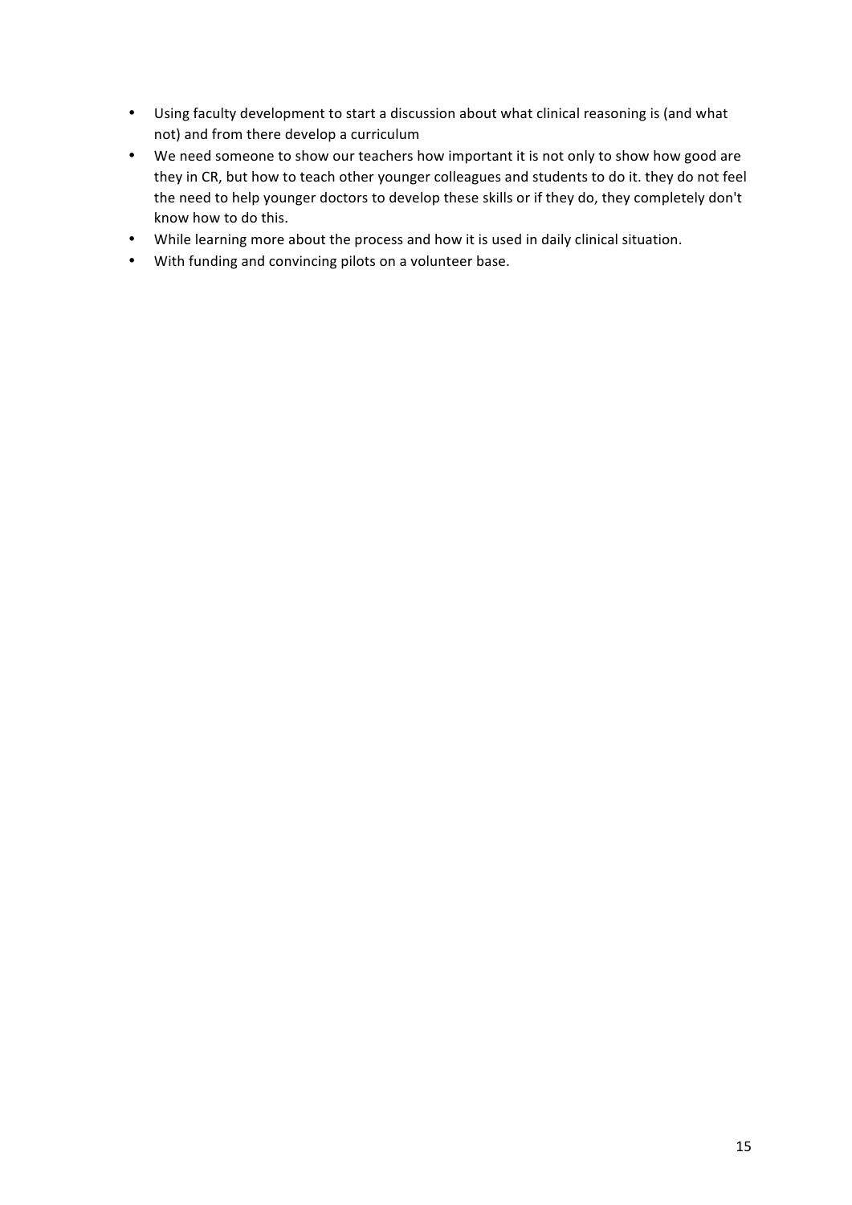- Using faculty development to start a discussion about what clinical reasoning is (and what not) and from there develop a curriculum
- We need someone to show our teachers how important it is not only to show how good are they in CR, but how to teach other younger colleagues and students to do it. they do not feel the need to help younger doctors to develop these skills or if they do, they completely don't know how to do this.
- While learning more about the process and how it is used in daily clinical situation.
- With funding and convincing pilots on a volunteer base.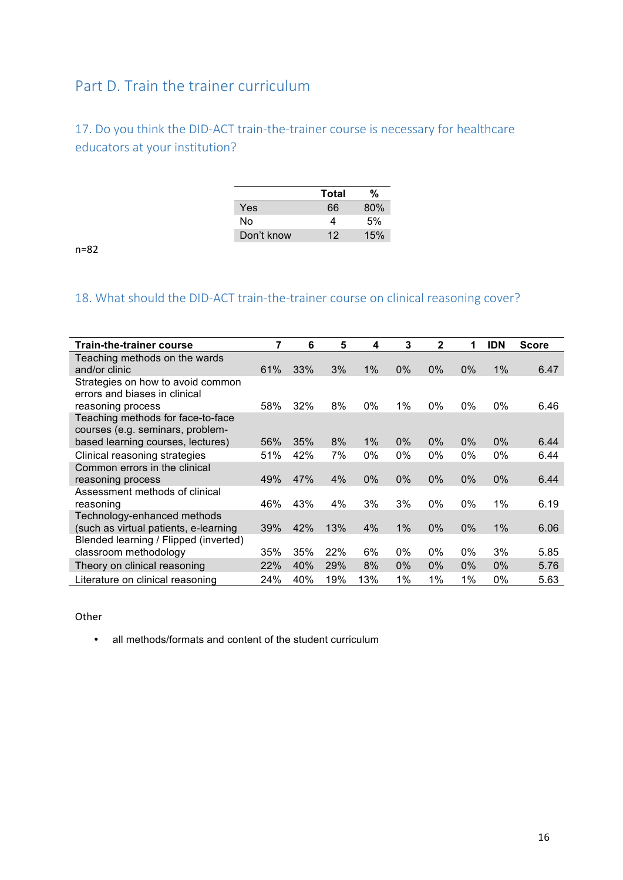## Part D. Train the trainer curriculum

### 17. Do you think the DID-ACT train-the-trainer course is necessary for healthcare educators at your institution?

| | Total | % |
|---|---|---|
| Yes | 66 | 80% |
| No | 4 | 5% |
| Don't know | 12 | 15% |

n=82

### 18. What should the DID-ACT train-the-trainer course on clinical reasoning cover?

| Train-the-trainer course | 7 | 6 | 5 | 4 | 3 | 2 | 1 | IDN | Score |
|---|---|---|---|---|---|---|---|---|---|
| Teaching methods on the wards and/or clinic | 61% | 33% | 3% | 1% | 0% | 0% | 0% | 1% | 6.47 |
| Strategies on how to avoid common errors and biases in clinical reasoning process | 58% | 32% | 8% | 0% | 1% | 0% | 0% | 0% | 6.46 |
| Teaching methods for face-to-face courses (e.g. seminars, problem-based learning courses, lectures) | 56% | 35% | 8% | 1% | 0% | 0% | 0% | 0% | 6.44 |
| Clinical reasoning strategies | 51% | 42% | 7% | 0% | 0% | 0% | 0% | 0% | 6.44 |
| Common errors in the clinical reasoning process | 49% | 47% | 4% | 0% | 0% | 0% | 0% | 0% | 6.44 |
| Assessment methods of clinical reasoning | 46% | 43% | 4% | 3% | 3% | 0% | 0% | 1% | 6.19 |
| Technology-enhanced methods (such as virtual patients, e-learning | 39% | 42% | 13% | 4% | 1% | 0% | 0% | 1% | 6.06 |
| Blended learning / Flipped (inverted) classroom methodology | 35% | 35% | 22% | 6% | 0% | 0% | 0% | 3% | 5.85 |
| Theory on clinical reasoning | 22% | 40% | 29% | 8% | 0% | 0% | 0% | 0% | 5.76 |
| Literature on clinical reasoning | 24% | 40% | 19% | 13% | 1% | 1% | 1% | 0% | 5.63 |

Other

- all methods/formats and content of the student curriculum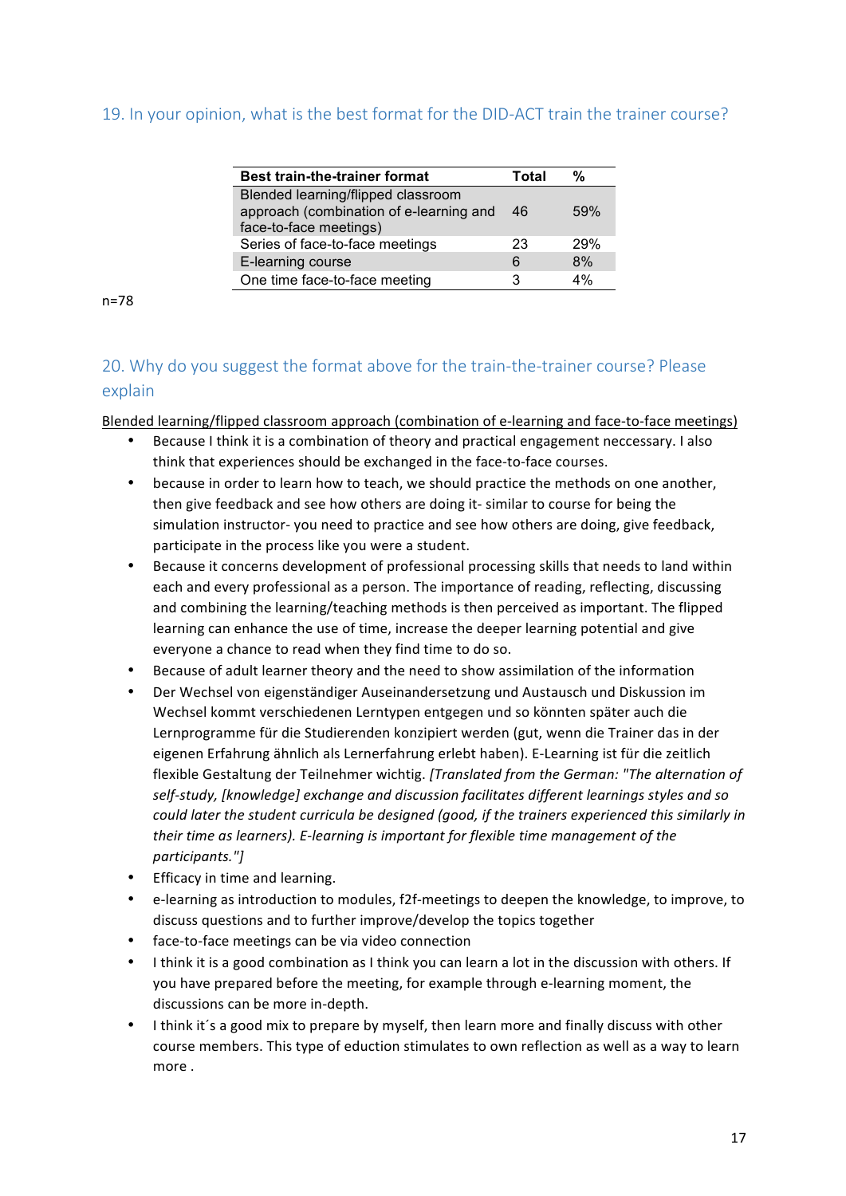## 19. In your opinion, what is the best format for the DID-ACT train the trainer course?

| Best train-the-trainer format | Total | % |
|---|---|---|
| Blended learning/flipped classroom approach (combination of e-learning and face-to-face meetings) | 46 | 59% |
| Series of face-to-face meetings | 23 | 29% |
| E-learning course | 6 | 8% |
| One time face-to-face meeting | 3 | 4% |

n=78

## 20. Why do you suggest the format above for the train-the-trainer course? Please explain

Blended learning/flipped classroom approach (combination of e-learning and face-to-face meetings)

- Because I think it is a combination of theory and practical engagement neccessary. I also think that experiences should be exchanged in the face-to-face courses.
- because in order to learn how to teach, we should practice the methods on one another, then give feedback and see how others are doing it- similar to course for being the simulation instructor- you need to practice and see how others are doing, give feedback, participate in the process like you were a student.
- Because it concerns development of professional processing skills that needs to land within each and every professional as a person. The importance of reading, reflecting, discussing and combining the learning/teaching methods is then perceived as important. The flipped learning can enhance the use of time, increase the deeper learning potential and give everyone a chance to read when they find time to do so.
- Because of adult learner theory and the need to show assimilation of the information
- Der Wechsel von eigenständiger Auseinandersetzung und Austausch und Diskussion im Wechsel kommt verschiedenen Lerntypen entgegen und so könnten später auch die Lernprogramme für die Studierenden konzipiert werden (gut, wenn die Trainer das in der eigenen Erfahrung ähnlich als Lernerfahrung erlebt haben). E-Learning ist für die zeitlich flexible Gestaltung der Teilnehmer wichtig. *[Translated from the German: "The alternation of self-study, [knowledge] exchange and discussion facilitates different learnings styles and so could later the student curricula be designed (good, if the trainers experienced this similarly in their time as learners). E-learning is important for flexible time management of the participants."]*
- Efficacy in time and learning.
- e-learning as introduction to modules, f2f-meetings to deepen the knowledge, to improve, to discuss questions and to further improve/develop the topics together
- face-to-face meetings can be via video connection
- I think it is a good combination as I think you can learn a lot in the discussion with others. If you have prepared before the meeting, for example through e-learning moment, the discussions can be more in-depth.
- I think it´s a good mix to prepare by myself, then learn more and finally discuss with other course members. This type of eduction stimulates to own reflection as well as a way to learn more .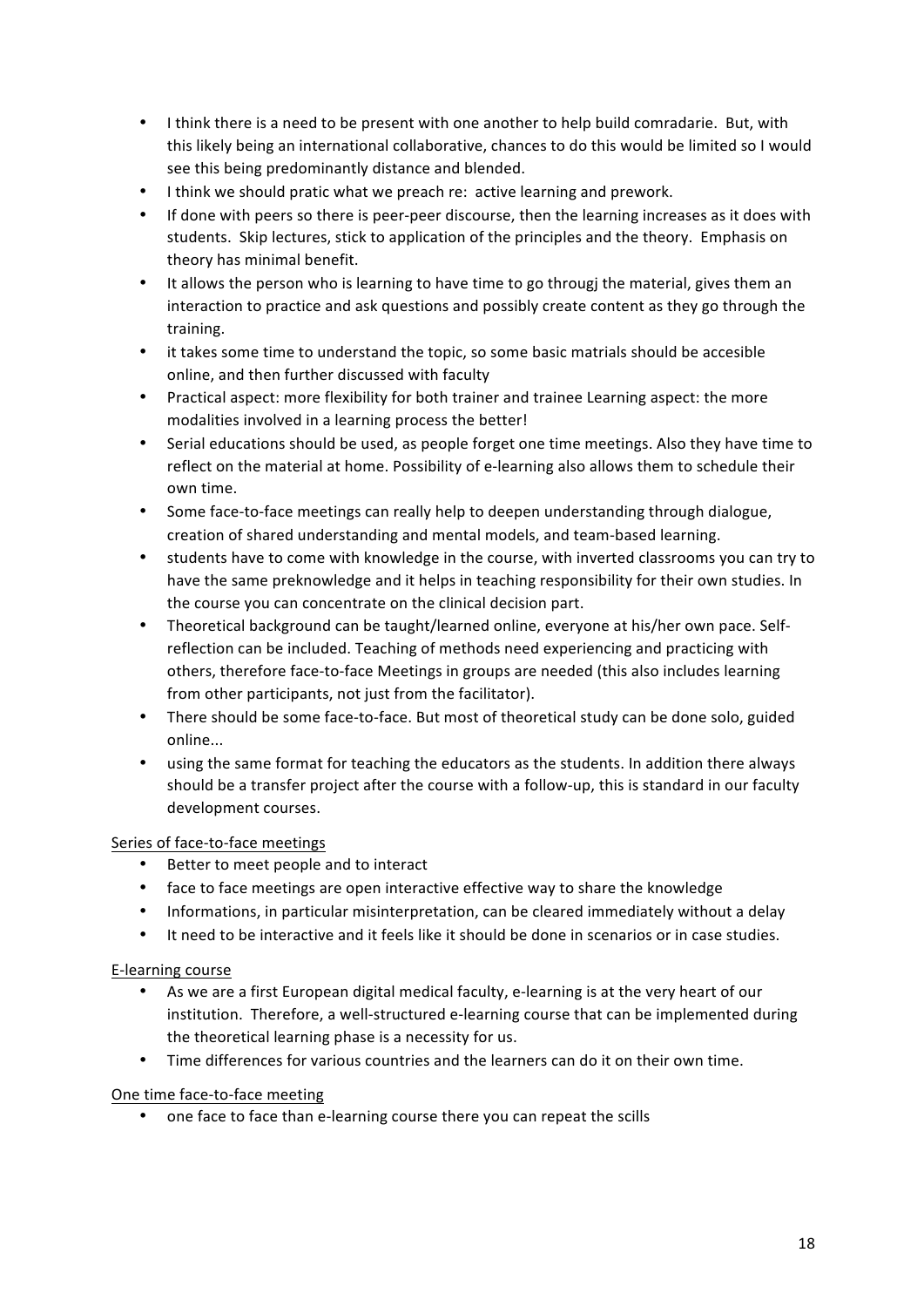- I think there is a need to be present with one another to help build comradarie. But, with this likely being an international collaborative, chances to do this would be limited so I would see this being predominantly distance and blended.
- I think we should pratic what we preach re: active learning and prework.
- If done with peers so there is peer-peer discourse, then the learning increases as it does with students. Skip lectures, stick to application of the principles and the theory. Emphasis on theory has minimal benefit.
- It allows the person who is learning to have time to go througj the material, gives them an interaction to practice and ask questions and possibly create content as they go through the training.
- it takes some time to understand the topic, so some basic matrials should be accesible online, and then further discussed with faculty
- Practical aspect: more flexibility for both trainer and trainee Learning aspect: the more modalities involved in a learning process the better!
- Serial educations should be used, as people forget one time meetings. Also they have time to reflect on the material at home. Possibility of e-learning also allows them to schedule their own time.
- Some face-to-face meetings can really help to deepen understanding through dialogue, creation of shared understanding and mental models, and team-based learning.
- students have to come with knowledge in the course, with inverted classrooms you can try to have the same preknowledge and it helps in teaching responsibility for their own studies. In the course you can concentrate on the clinical decision part.
- Theoretical background can be taught/learned online, everyone at his/her own pace. Self-reflection can be included. Teaching of methods need experiencing and practicing with others, therefore face-to-face Meetings in groups are needed (this also includes learning from other participants, not just from the facilitator).
- There should be some face-to-face. But most of theoretical study can be done solo, guided online...
- using the same format for teaching the educators as the students. In addition there always should be a transfer project after the course with a follow-up, this is standard in our faculty development courses.

Series of face-to-face meetings

- Better to meet people and to interact
- face to face meetings are open interactive effective way to share the knowledge
- Informations, in particular misinterpretation, can be cleared immediately without a delay
- It need to be interactive and it feels like it should be done in scenarios or in case studies.

E-learning course

- As we are a first European digital medical faculty, e-learning is at the very heart of our institution. Therefore, a well-structured e-learning course that can be implemented during the theoretical learning phase is a necessity for us.
- Time differences for various countries and the learners can do it on their own time.

One time face-to-face meeting

- one face to face than e-learning course there you can repeat the scills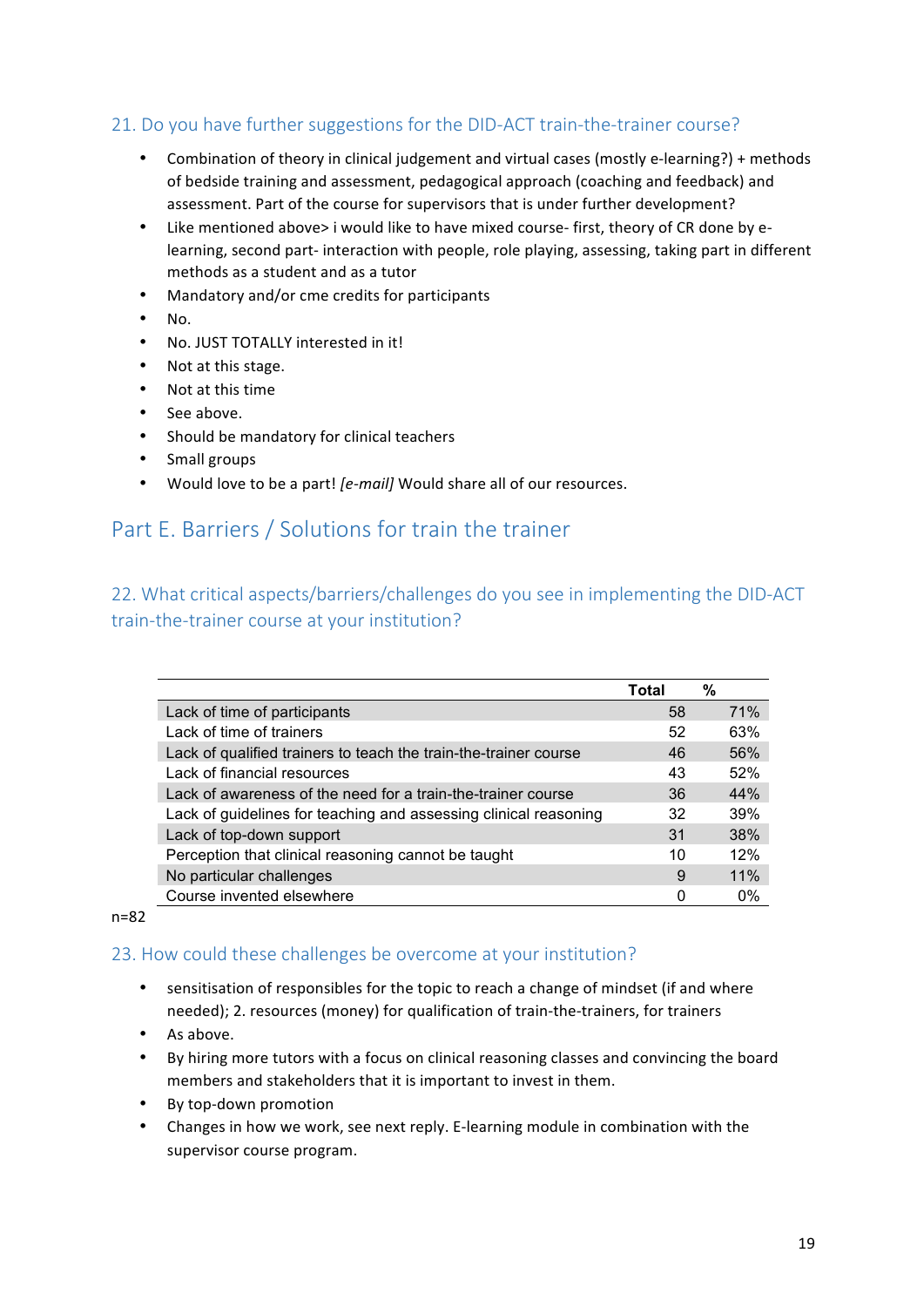### 21. Do you have further suggestions for the DID-ACT train-the-trainer course?

- Combination of theory in clinical judgement and virtual cases (mostly e-learning?) + methods of bedside training and assessment, pedagogical approach (coaching and feedback) and assessment. Part of the course for supervisors that is under further development?
- Like mentioned above> i would like to have mixed course- first, theory of CR done by e-learning, second part- interaction with people, role playing, assessing, taking part in different methods as a student and as a tutor
- Mandatory and/or cme credits for participants
- No.
- No. JUST TOTALLY interested in it!
- Not at this stage.
- Not at this time
- See above.
- Should be mandatory for clinical teachers
- Small groups
- Would love to be a part! *[e-mail]* Would share all of our resources.

## Part E. Barriers / Solutions for train the trainer

### 22. What critical aspects/barriers/challenges do you see in implementing the DID-ACT train-the-trainer course at your institution?

| | Total | % |
|---|---|---|
| Lack of time of participants | 58 | 71% |
| Lack of time of trainers | 52 | 63% |
| Lack of qualified trainers to teach the train-the-trainer course | 46 | 56% |
| Lack of financial resources | 43 | 52% |
| Lack of awareness of the need for a train-the-trainer course | 36 | 44% |
| Lack of guidelines for teaching and assessing clinical reasoning | 32 | 39% |
| Lack of top-down support | 31 | 38% |
| Perception that clinical reasoning cannot be taught | 10 | 12% |
| No particular challenges | 9 | 11% |
| Course invented elsewhere | 0 | 0% |

n=82

### 23. How could these challenges be overcome at your institution?

- sensitisation of responsibles for the topic to reach a change of mindset (if and where needed); 2. resources (money) for qualification of train-the-trainers, for trainers
- As above.
- By hiring more tutors with a focus on clinical reasoning classes and convincing the board members and stakeholders that it is important to invest in them.
- By top-down promotion
- Changes in how we work, see next reply. E-learning module in combination with the supervisor course program.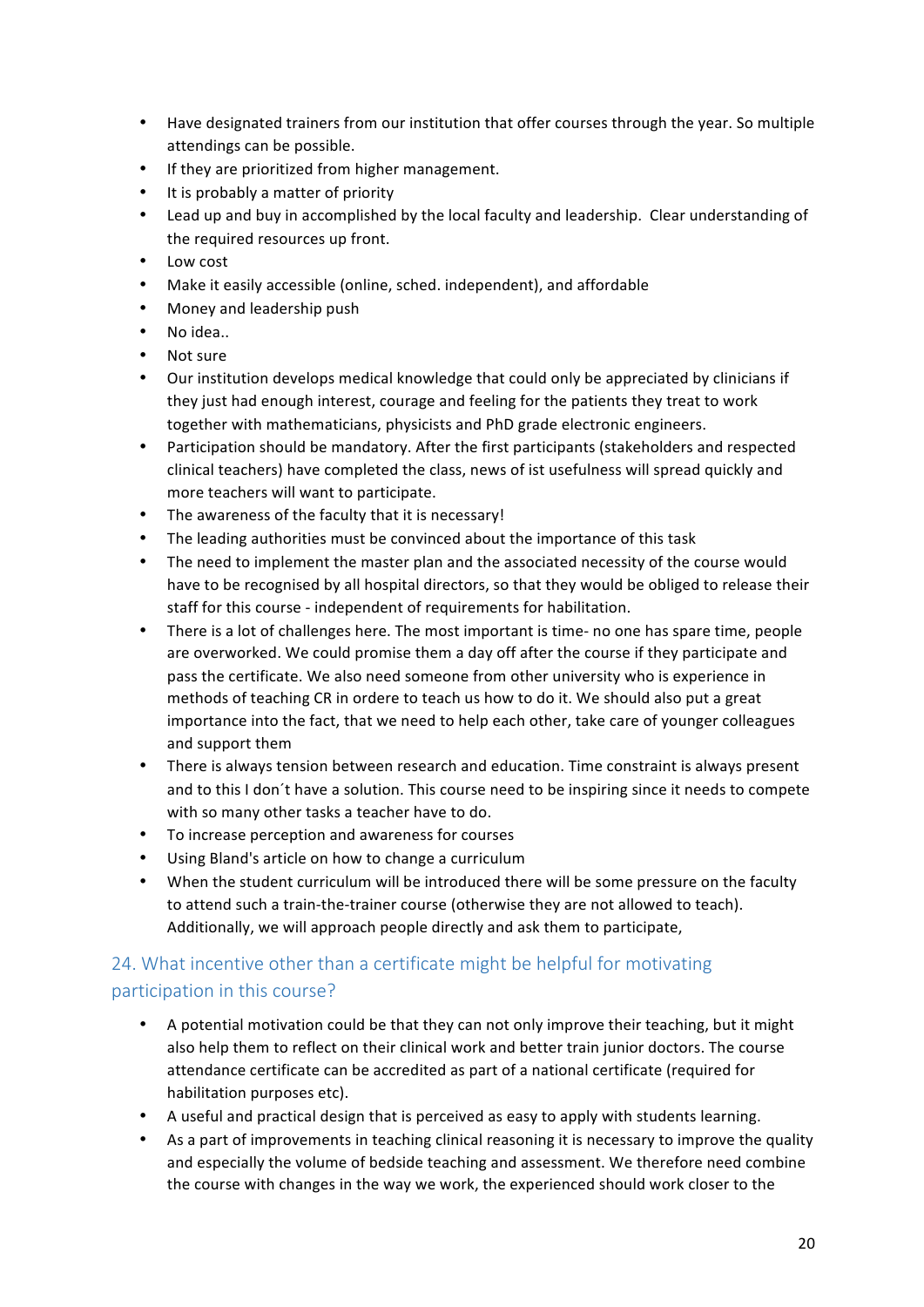- Have designated trainers from our institution that offer courses through the year. So multiple attendings can be possible.
- If they are prioritized from higher management.
- It is probably a matter of priority
- Lead up and buy in accomplished by the local faculty and leadership. Clear understanding of the required resources up front.
- Low cost
- Make it easily accessible (online, sched. independent), and affordable
- Money and leadership push
- No idea..
- Not sure
- Our institution develops medical knowledge that could only be appreciated by clinicians if they just had enough interest, courage and feeling for the patients they treat to work together with mathematicians, physicists and PhD grade electronic engineers.
- Participation should be mandatory. After the first participants (stakeholders and respected clinical teachers) have completed the class, news of ist usefulness will spread quickly and more teachers will want to participate.
- The awareness of the faculty that it is necessary!
- The leading authorities must be convinced about the importance of this task
- The need to implement the master plan and the associated necessity of the course would have to be recognised by all hospital directors, so that they would be obliged to release their staff for this course - independent of requirements for habilitation.
- There is a lot of challenges here. The most important is time- no one has spare time, people are overworked. We could promise them a day off after the course if they participate and pass the certificate. We also need someone from other university who is experience in methods of teaching CR in ordere to teach us how to do it. We should also put a great importance into the fact, that we need to help each other, take care of younger colleagues and support them
- There is always tension between research and education. Time constraint is always present and to this I don´t have a solution. This course need to be inspiring since it needs to compete with so many other tasks a teacher have to do.
- To increase perception and awareness for courses
- Using Bland's article on how to change a curriculum
- When the student curriculum will be introduced there will be some pressure on the faculty to attend such a train-the-trainer course (otherwise they are not allowed to teach). Additionally, we will approach people directly and ask them to participate,

## 24. What incentive other than a certificate might be helpful for motivating participation in this course?

- A potential motivation could be that they can not only improve their teaching, but it might also help them to reflect on their clinical work and better train junior doctors. The course attendance certificate can be accredited as part of a national certificate (required for habilitation purposes etc).
- A useful and practical design that is perceived as easy to apply with students learning.
- As a part of improvements in teaching clinical reasoning it is necessary to improve the quality and especially the volume of bedside teaching and assessment. We therefore need combine the course with changes in the way we work, the experienced should work closer to the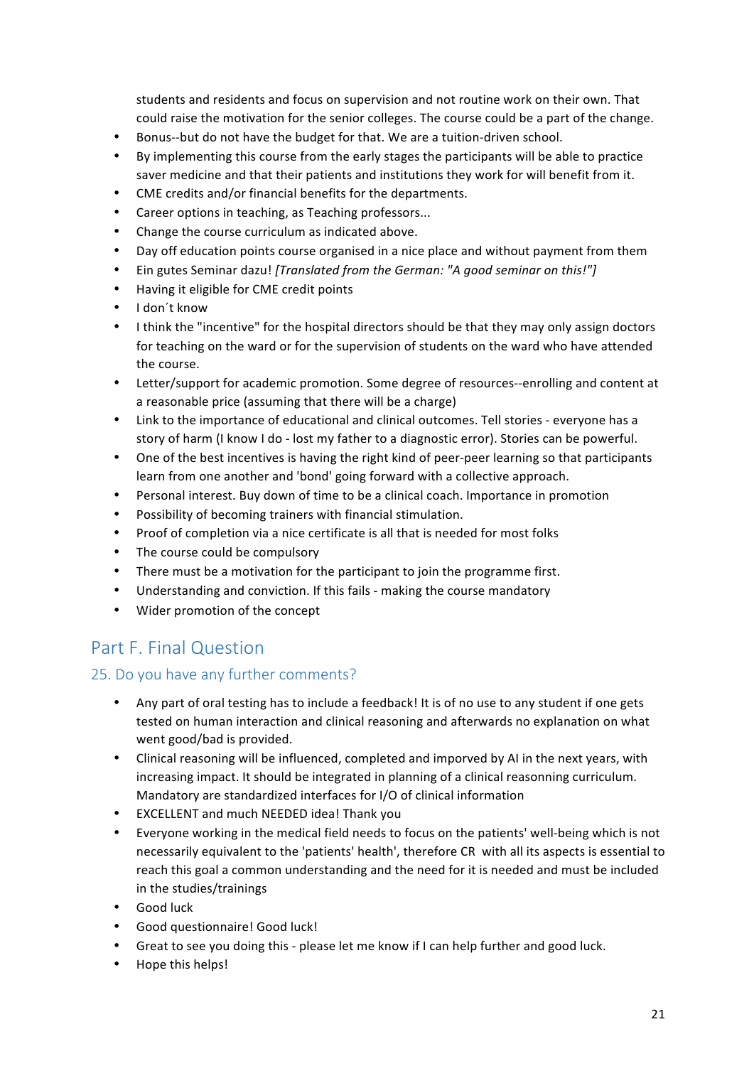students and residents and focus on supervision and not routine work on their own. That could raise the motivation for the senior colleges. The course could be a part of the change.

- Bonus--but do not have the budget for that. We are a tuition-driven school.
- By implementing this course from the early stages the participants will be able to practice saver medicine and that their patients and institutions they work for will benefit from it.
- CME credits and/or financial benefits for the departments.
- Career options in teaching, as Teaching professors...
- Change the course curriculum as indicated above.
- Day off education points course organised in a nice place and without payment from them
- Ein gutes Seminar dazu! *[Translated from the German: "A good seminar on this!"]*
- Having it eligible for CME credit points
- I don´t know
- I think the "incentive" for the hospital directors should be that they may only assign doctors for teaching on the ward or for the supervision of students on the ward who have attended the course.
- Letter/support for academic promotion. Some degree of resources--enrolling and content at a reasonable price (assuming that there will be a charge)
- Link to the importance of educational and clinical outcomes. Tell stories - everyone has a story of harm (I know I do - lost my father to a diagnostic error). Stories can be powerful.
- One of the best incentives is having the right kind of peer-peer learning so that participants learn from one another and 'bond' going forward with a collective approach.
- Personal interest. Buy down of time to be a clinical coach. Importance in promotion
- Possibility of becoming trainers with financial stimulation.
- Proof of completion via a nice certificate is all that is needed for most folks
- The course could be compulsory
- There must be a motivation for the participant to join the programme first.
- Understanding and conviction. If this fails - making the course mandatory
- Wider promotion of the concept

## Part F. Final Question

### 25. Do you have any further comments?

- Any part of oral testing has to include a feedback! It is of no use to any student if one gets tested on human interaction and clinical reasoning and afterwards no explanation on what went good/bad is provided.
- Clinical reasoning will be influenced, completed and imporved by AI in the next years, with increasing impact. It should be integrated in planning of a clinical reasonning curriculum. Mandatory are standardized interfaces for I/O of clinical information
- EXCELLENT and much NEEDED idea! Thank you
- Everyone working in the medical field needs to focus on the patients' well-being which is not necessarily equivalent to the 'patients' health', therefore CR with all its aspects is essential to reach this goal a common understanding and the need for it is needed and must be included in the studies/trainings
- Good luck
- Good questionnaire! Good luck!
- Great to see you doing this - please let me know if I can help further and good luck.
- Hope this helps!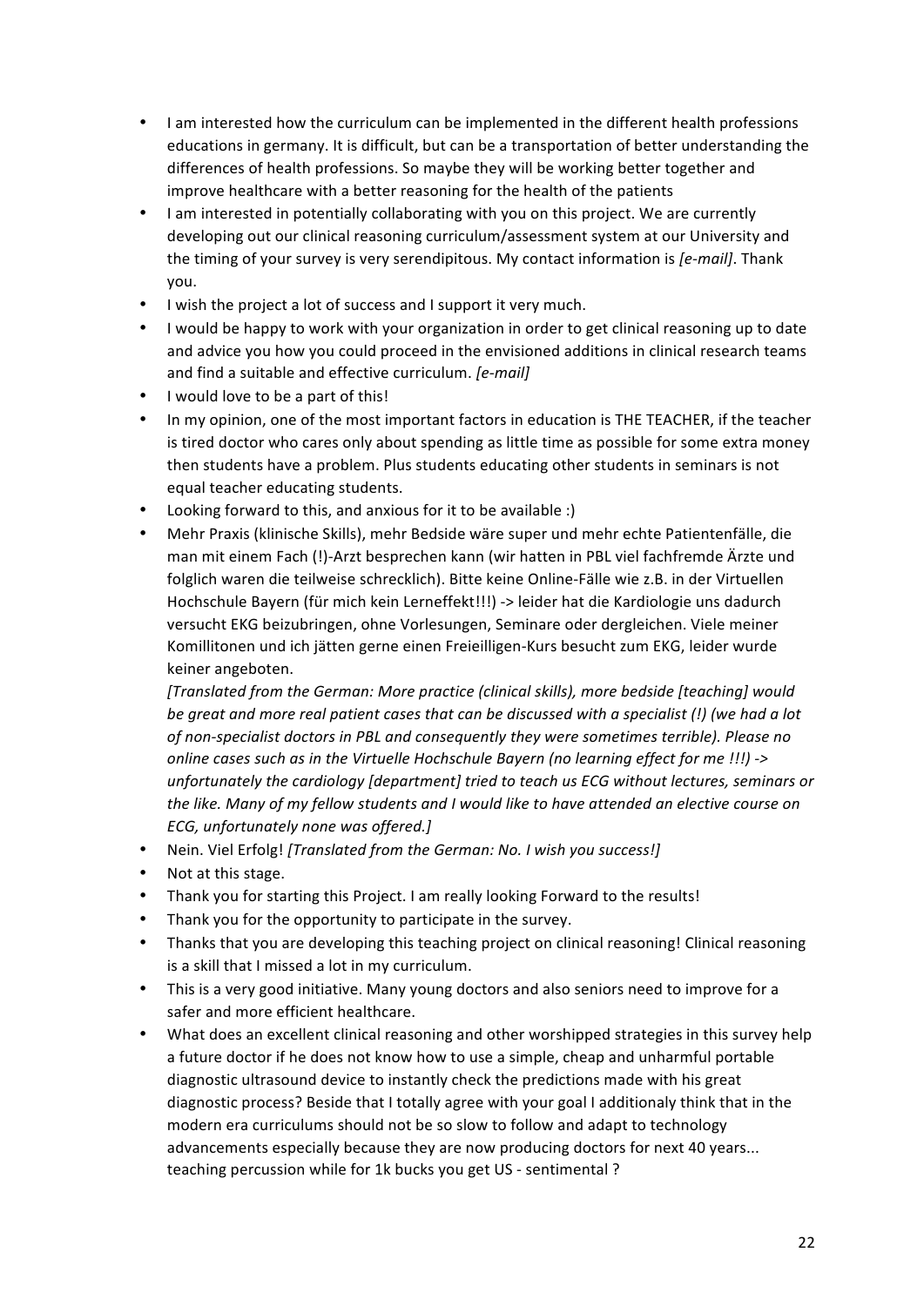- I am interested how the curriculum can be implemented in the different health professions educations in germany. It is difficult, but can be a transportation of better understanding the differences of health professions. So maybe they will be working better together and improve healthcare with a better reasoning for the health of the patients
- I am interested in potentially collaborating with you on this project. We are currently developing out our clinical reasoning curriculum/assessment system at our University and the timing of your survey is very serendipitous. My contact information is *[e-mail]*. Thank you.
- I wish the project a lot of success and I support it very much.
- I would be happy to work with your organization in order to get clinical reasoning up to date and advice you how you could proceed in the envisioned additions in clinical research teams and find a suitable and effective curriculum. *[e-mail]*
- I would love to be a part of this!
- In my opinion, one of the most important factors in education is THE TEACHER, if the teacher is tired doctor who cares only about spending as little time as possible for some extra money then students have a problem. Plus students educating other students in seminars is not equal teacher educating students.
- Looking forward to this, and anxious for it to be available :)
- Mehr Praxis (klinische Skills), mehr Bedside wäre super und mehr echte Patientenfälle, die man mit einem Fach (!)-Arzt besprechen kann (wir hatten in PBL viel fachfremde Ärzte und folglich waren die teilweise schrecklich). Bitte keine Online-Fälle wie z.B. in der Virtuellen Hochschule Bayern (für mich kein Lerneffekt!!!) -> leider hat die Kardiologie uns dadurch versucht EKG beizubringen, ohne Vorlesungen, Seminare oder dergleichen. Viele meiner Komillitonen und ich jätten gerne einen Freieilligen-Kurs besucht zum EKG, leider wurde keiner angeboten.
  *[Translated from the German: More practice (clinical skills), more bedside [teaching] would be great and more real patient cases that can be discussed with a specialist (!) (we had a lot of non-specialist doctors in PBL and consequently they were sometimes terrible). Please no online cases such as in the Virtuelle Hochschule Bayern (no learning effect for me !!!) -> unfortunately the cardiology [department] tried to teach us ECG without lectures, seminars or the like. Many of my fellow students and I would like to have attended an elective course on ECG, unfortunately none was offered.]*
- Nein. Viel Erfolg! *[Translated from the German: No. I wish you success!]*
- Not at this stage.
- Thank you for starting this Project. I am really looking Forward to the results!
- Thank you for the opportunity to participate in the survey.
- Thanks that you are developing this teaching project on clinical reasoning! Clinical reasoning is a skill that I missed a lot in my curriculum.
- This is a very good initiative. Many young doctors and also seniors need to improve for a safer and more efficient healthcare.
- What does an excellent clinical reasoning and other worshipped strategies in this survey help a future doctor if he does not know how to use a simple, cheap and unharmful portable diagnostic ultrasound device to instantly check the predictions made with his great diagnostic process? Beside that I totally agree with your goal I additionaly think that in the modern era curriculums should not be so slow to follow and adapt to technology advancements especially because they are now producing doctors for next 40 years... teaching percussion while for 1k bucks you get US - sentimental ?